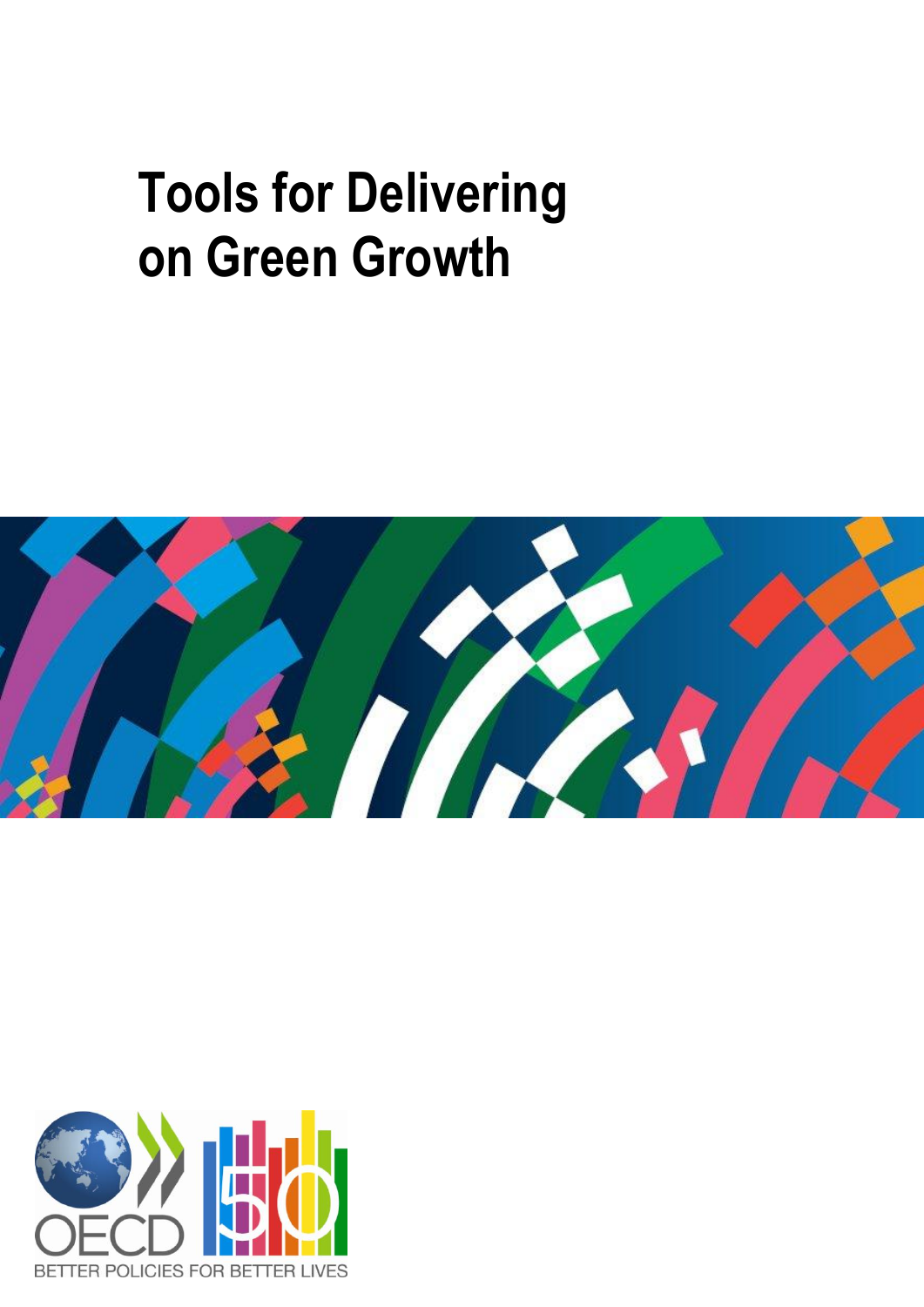# Tools for Delivering on Green Growth

OECD

BETTER POLICIES FOR BETTER LIVES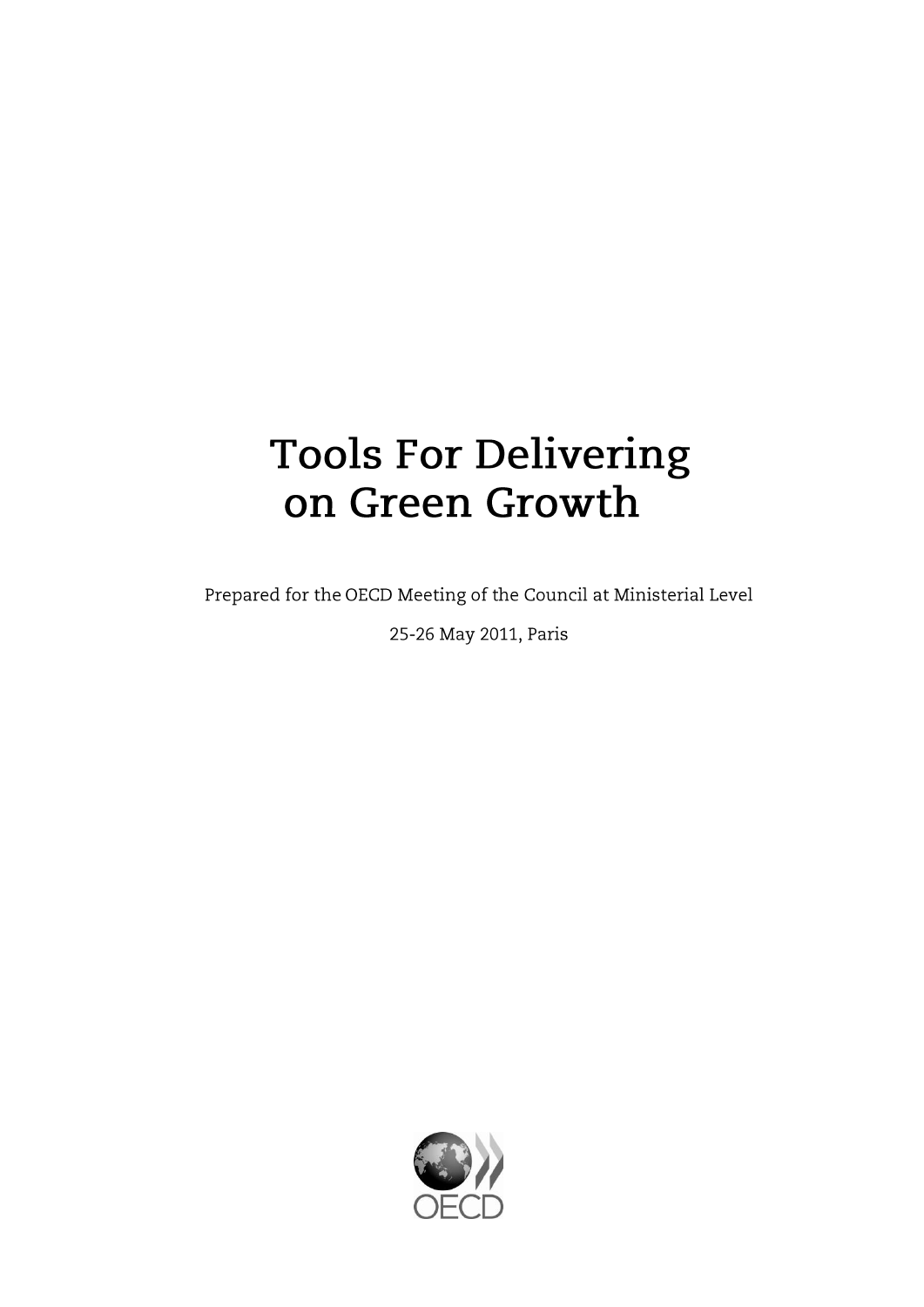# Tools For Delivering on Green Growth

Prepared for the OECD Meeting of the Council at Ministerial Level

25-26 May 2011, Paris

OECD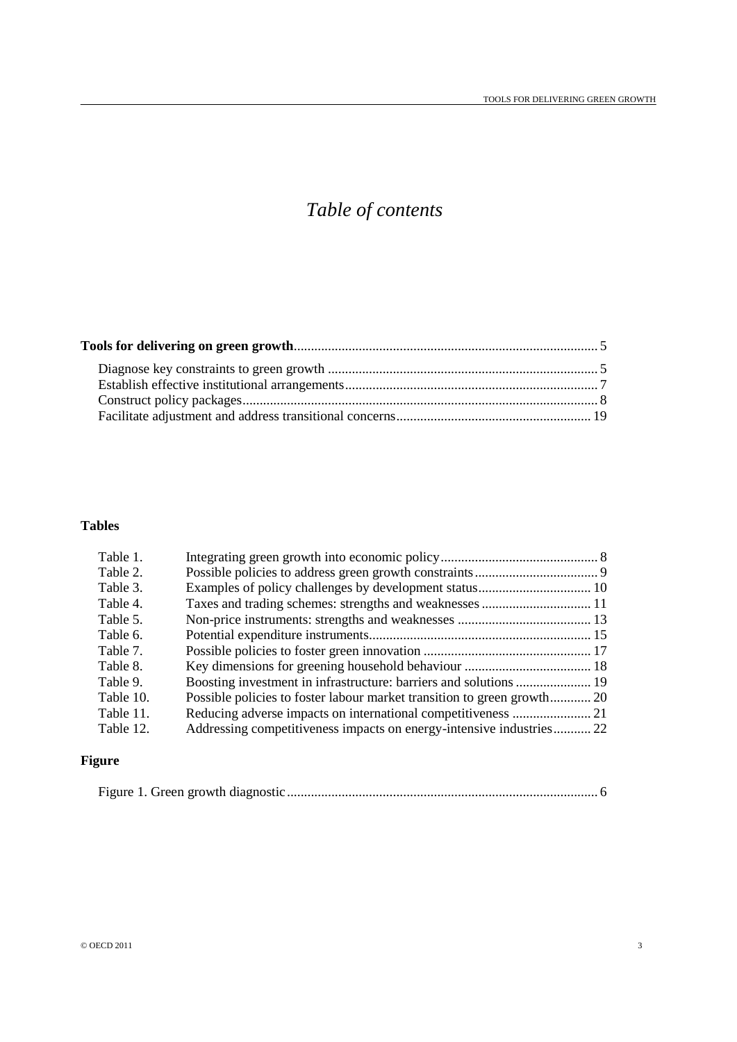# *Table of contents*

**Tools for delivering on green growth** .......... 5

- Diagnose key constraints to green growth .......... 5
- Establish effective institutional arrangements .......... 7
- Construct policy packages .......... 8
- Facilitate adjustment and address transitional concerns .......... 19

## Tables

| | | |
|---|---|---|
| Table 1. | Integrating green growth into economic policy | 8 |
| Table 2. | Possible policies to address green growth constraints | 9 |
| Table 3. | Examples of policy challenges by development status | 10 |
| Table 4. | Taxes and trading schemes: strengths and weaknesses | 11 |
| Table 5. | Non-price instruments: strengths and weaknesses | 13 |
| Table 6. | Potential expenditure instruments | 15 |
| Table 7. | Possible policies to foster green innovation | 17 |
| Table 8. | Key dimensions for greening household behaviour | 18 |
| Table 9. | Boosting investment in infrastructure: barriers and solutions | 19 |
| Table 10. | Possible policies to foster labour market transition to green growth | 20 |
| Table 11. | Reducing adverse impacts on international competitiveness | 21 |
| Table 12. | Addressing competitiveness impacts on energy-intensive industries | 22 |

## Figure

Figure 1. Green growth diagnostic .......... 6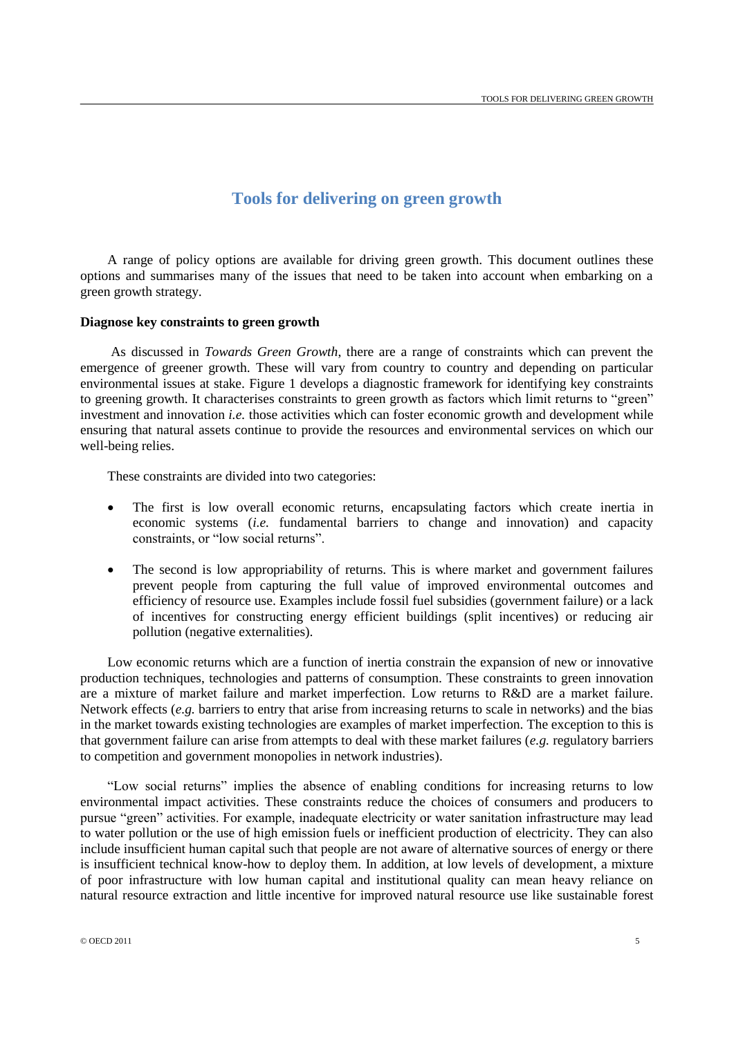# Tools for delivering on green growth

A range of policy options are available for driving green growth. This document outlines these options and summarises many of the issues that need to be taken into account when embarking on a green growth strategy.

**Diagnose key constraints to green growth**

As discussed in *Towards Green Growth*, there are a range of constraints which can prevent the emergence of greener growth. These will vary from country to country and depending on particular environmental issues at stake. Figure 1 develops a diagnostic framework for identifying key constraints to greening growth. It characterises constraints to green growth as factors which limit returns to "green" investment and innovation *i.e.* those activities which can foster economic growth and development while ensuring that natural assets continue to provide the resources and environmental services on which our well-being relies.

These constraints are divided into two categories:

- The first is low overall economic returns, encapsulating factors which create inertia in economic systems (*i.e.* fundamental barriers to change and innovation) and capacity constraints, or "low social returns".
- The second is low appropriability of returns. This is where market and government failures prevent people from capturing the full value of improved environmental outcomes and efficiency of resource use. Examples include fossil fuel subsidies (government failure) or a lack of incentives for constructing energy efficient buildings (split incentives) or reducing air pollution (negative externalities).

Low economic returns which are a function of inertia constrain the expansion of new or innovative production techniques, technologies and patterns of consumption. These constraints to green innovation are a mixture of market failure and market imperfection. Low returns to R&D are a market failure. Network effects (*e.g.* barriers to entry that arise from increasing returns to scale in networks) and the bias in the market towards existing technologies are examples of market imperfection. The exception to this is that government failure can arise from attempts to deal with these market failures (*e.g.* regulatory barriers to competition and government monopolies in network industries).

"Low social returns" implies the absence of enabling conditions for increasing returns to low environmental impact activities. These constraints reduce the choices of consumers and producers to pursue "green" activities. For example, inadequate electricity or water sanitation infrastructure may lead to water pollution or the use of high emission fuels or inefficient production of electricity. They can also include insufficient human capital such that people are not aware of alternative sources of energy or there is insufficient technical know-how to deploy them. In addition, at low levels of development, a mixture of poor infrastructure with low human capital and institutional quality can mean heavy reliance on natural resource extraction and little incentive for improved natural resource use like sustainable forest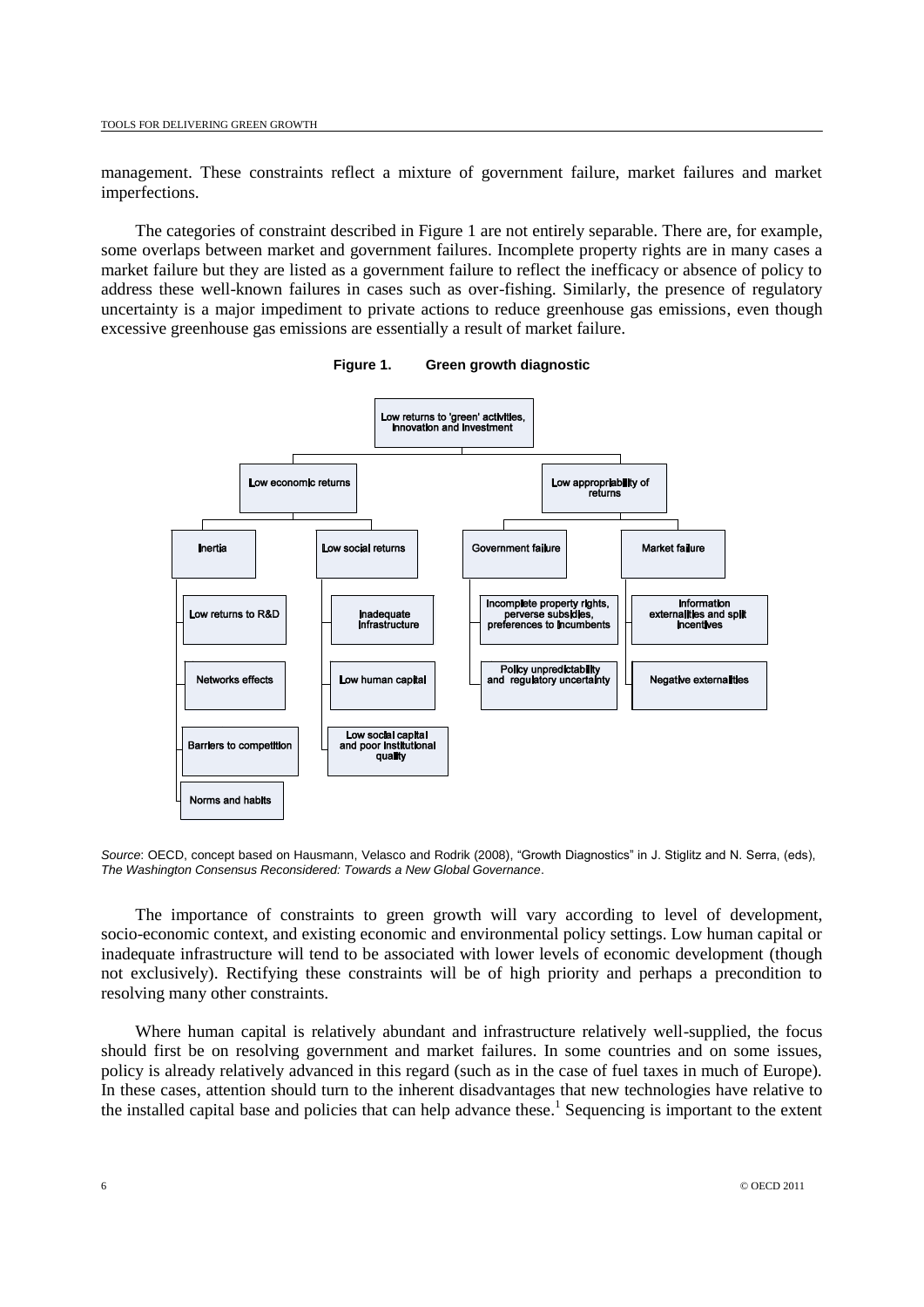management. These constraints reflect a mixture of government failure, market failures and market imperfections.

The categories of constraint described in Figure 1 are not entirely separable. There are, for example, some overlaps between market and government failures. Incomplete property rights are in many cases a market failure but they are listed as a government failure to reflect the inefficacy or absence of policy to address these well-known failures in cases such as over-fishing. Similarly, the presence of regulatory uncertainty is a major impediment to private actions to reduce greenhouse gas emissions, even though excessive greenhouse gas emissions are essentially a result of market failure.

**Figure 1. Green growth diagnostic**

- Low returns to 'green' activities, innovation and investment
  - Low economic returns
    - Inertia
      - Low returns to R&D
      - Networks effects
      - Barriers to competition
      - Norms and habits
    - Low social returns
      - Inadequate infrastructure
      - Low human capital
      - Low social capital and poor institutional quality
  - Low appropriability of returns
    - Government failure
      - Incomplete property rights, perverse subsidies, preferences to incumbents
      - Policy unpredictability and regulatory uncertainty
    - Market failure
      - Information externalities and split incentives
      - Negative externalities

*Source*: OECD, concept based on Hausmann, Velasco and Rodrik (2008), "Growth Diagnostics" in J. Stiglitz and N. Serra, (eds), *The Washington Consensus Reconsidered: Towards a New Global Governance*.

The importance of constraints to green growth will vary according to level of development, socio-economic context, and existing economic and environmental policy settings. Low human capital or inadequate infrastructure will tend to be associated with lower levels of economic development (though not exclusively). Rectifying these constraints will be of high priority and perhaps a precondition to resolving many other constraints.

Where human capital is relatively abundant and infrastructure relatively well-supplied, the focus should first be on resolving government and market failures. In some countries and on some issues, policy is already relatively advanced in this regard (such as in the case of fuel taxes in much of Europe). In these cases, attention should turn to the inherent disadvantages that new technologies have relative to the installed capital base and policies that can help advance these.[1] Sequencing is important to the extent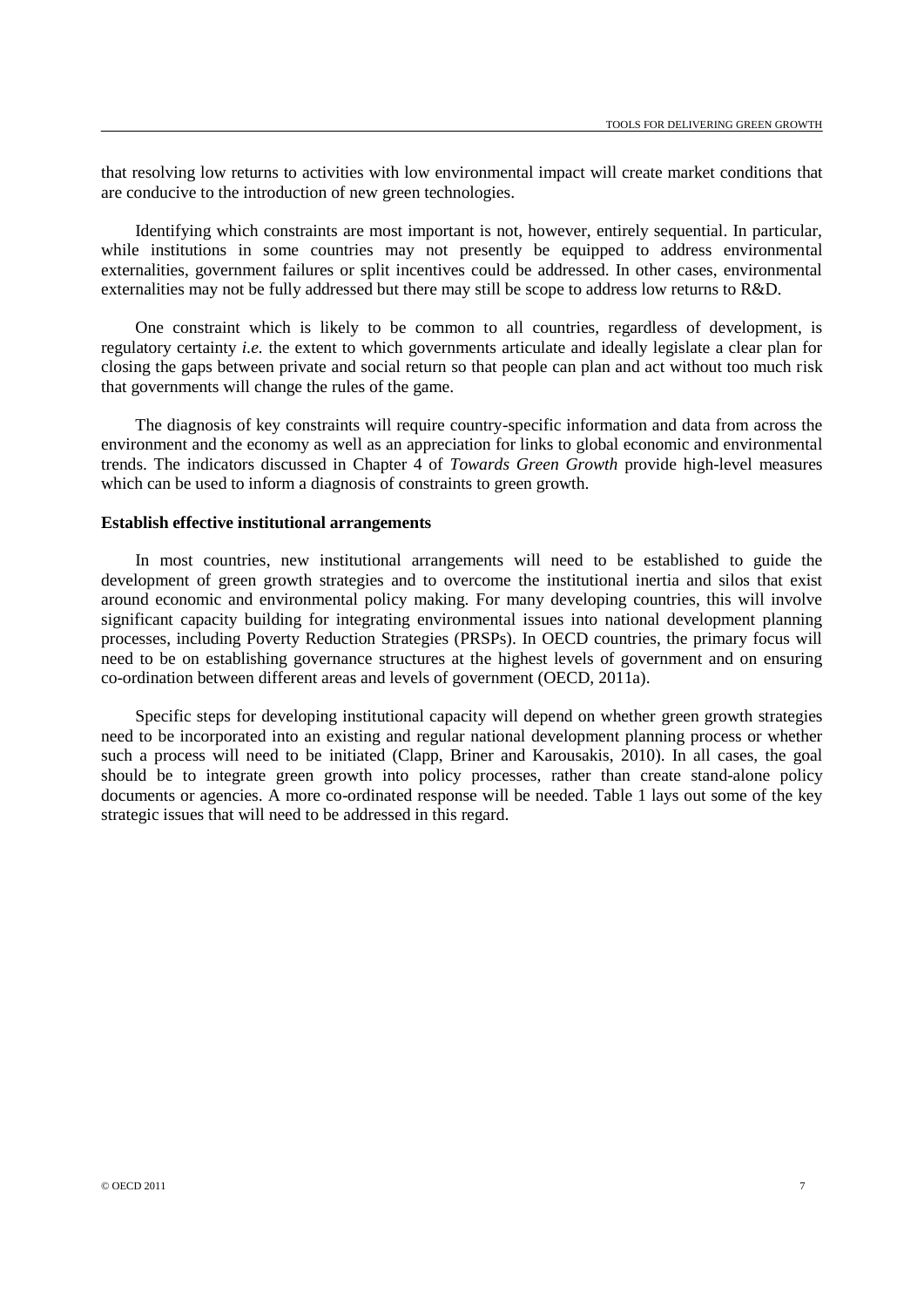that resolving low returns to activities with low environmental impact will create market conditions that are conducive to the introduction of new green technologies.

Identifying which constraints are most important is not, however, entirely sequential. In particular, while institutions in some countries may not presently be equipped to address environmental externalities, government failures or split incentives could be addressed. In other cases, environmental externalities may not be fully addressed but there may still be scope to address low returns to R&D.

One constraint which is likely to be common to all countries, regardless of development, is regulatory certainty *i.e.* the extent to which governments articulate and ideally legislate a clear plan for closing the gaps between private and social return so that people can plan and act without too much risk that governments will change the rules of the game.

The diagnosis of key constraints will require country-specific information and data from across the environment and the economy as well as an appreciation for links to global economic and environmental trends. The indicators discussed in Chapter 4 of *Towards Green Growth* provide high-level measures which can be used to inform a diagnosis of constraints to green growth.

**Establish effective institutional arrangements**

In most countries, new institutional arrangements will need to be established to guide the development of green growth strategies and to overcome the institutional inertia and silos that exist around economic and environmental policy making. For many developing countries, this will involve significant capacity building for integrating environmental issues into national development planning processes, including Poverty Reduction Strategies (PRSPs). In OECD countries, the primary focus will need to be on establishing governance structures at the highest levels of government and on ensuring co-ordination between different areas and levels of government (OECD, 2011a).

Specific steps for developing institutional capacity will depend on whether green growth strategies need to be incorporated into an existing and regular national development planning process or whether such a process will need to be initiated (Clapp, Briner and Karousakis, 2010). In all cases, the goal should be to integrate green growth into policy processes, rather than create stand-alone policy documents or agencies. A more co-ordinated response will be needed. Table 1 lays out some of the key strategic issues that will need to be addressed in this regard.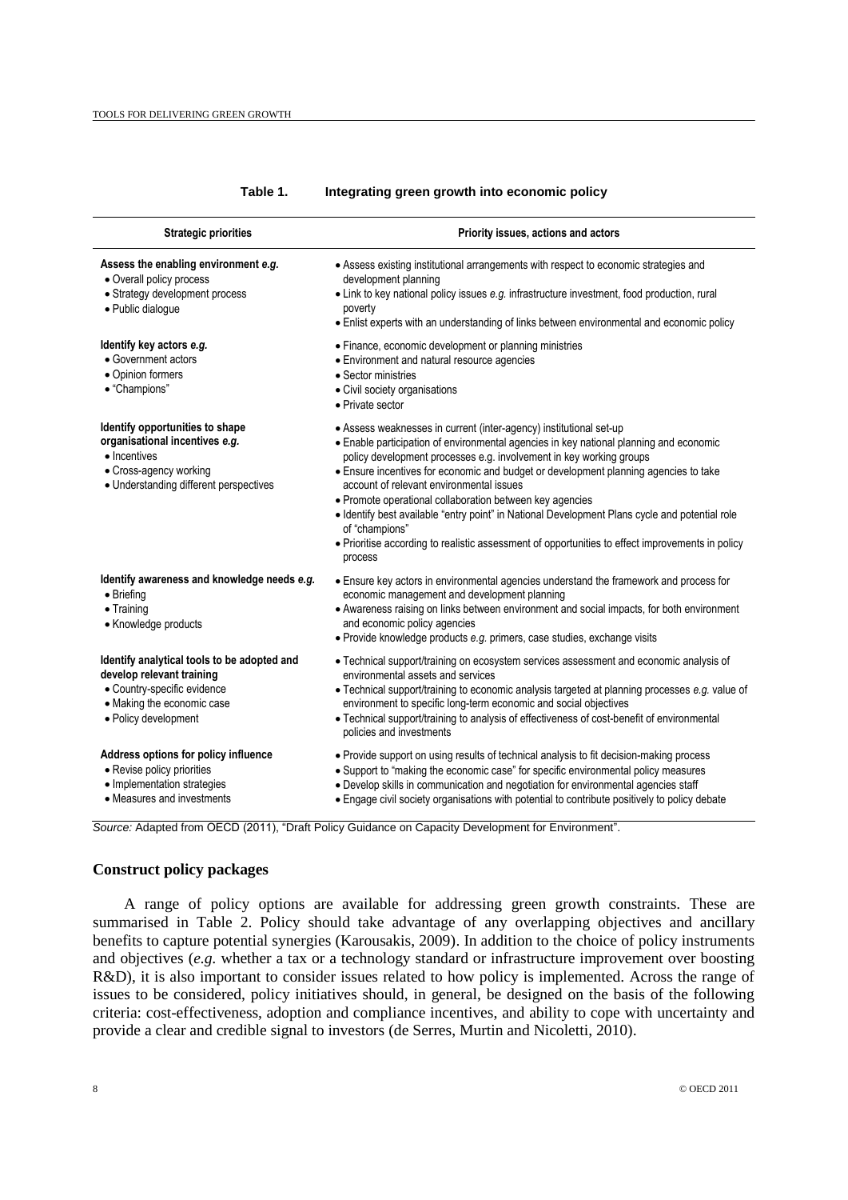**Table 1. Integrating green growth into economic policy**

| Strategic priorities | Priority issues, actions and actors |
|---|---|
| **Assess the enabling environment *e.g.*** <br> • Overall policy process <br> • Strategy development process <br> • Public dialogue | • Assess existing institutional arrangements with respect to economic strategies and development planning <br> • Link to key national policy issues *e.g.* infrastructure investment, food production, rural poverty <br> • Enlist experts with an understanding of links between environmental and economic policy |
| **Identify key actors *e.g.*** <br> • Government actors <br> • Opinion formers <br> • "Champions" | • Finance, economic development or planning ministries <br> • Environment and natural resource agencies <br> • Sector ministries <br> • Civil society organisations <br> • Private sector |
| **Identify opportunities to shape organisational incentives *e.g.*** <br> • Incentives <br> • Cross-agency working <br> • Understanding different perspectives | • Assess weaknesses in current (inter-agency) institutional set-up <br> • Enable participation of environmental agencies in key national planning and economic policy development processes e.g. involvement in key working groups <br> • Ensure incentives for economic and budget or development planning agencies to take account of relevant environmental issues <br> • Promote operational collaboration between key agencies <br> • Identify best available "entry point" in National Development Plans cycle and potential role of "champions" <br> • Prioritise according to realistic assessment of opportunities to effect improvements in policy process |
| **Identify awareness and knowledge needs *e.g.*** <br> • Briefing <br> • Training <br> • Knowledge products | • Ensure key actors in environmental agencies understand the framework and process for economic management and development planning <br> • Awareness raising on links between environment and social impacts, for both environment and economic policy agencies <br> • Provide knowledge products *e.g.* primers, case studies, exchange visits |
| **Identify analytical tools to be adopted and develop relevant training** <br> • Country-specific evidence <br> • Making the economic case <br> • Policy development | • Technical support/training on ecosystem services assessment and economic analysis of environmental assets and services <br> • Technical support/training to economic analysis targeted at planning processes *e.g.* value of environment to specific long-term economic and social objectives <br> • Technical support/training to analysis of effectiveness of cost-benefit of environmental policies and investments |
| **Address options for policy influence** <br> • Revise policy priorities <br> • Implementation strategies <br> • Measures and investments | • Provide support on using results of technical analysis to fit decision-making process <br> • Support to "making the economic case" for specific environmental policy measures <br> • Develop skills in communication and negotiation for environmental agencies staff <br> • Engage civil society organisations with potential to contribute positively to policy debate |

*Source:* Adapted from OECD (2011), "Draft Policy Guidance on Capacity Development for Environment".

## Construct policy packages

A range of policy options are available for addressing green growth constraints. These are summarised in Table 2. Policy should take advantage of any overlapping objectives and ancillary benefits to capture potential synergies (Karousakis, 2009). In addition to the choice of policy instruments and objectives (*e.g.* whether a tax or a technology standard or infrastructure improvement over boosting R&D), it is also important to consider issues related to how policy is implemented. Across the range of issues to be considered, policy initiatives should, in general, be designed on the basis of the following criteria: cost-effectiveness, adoption and compliance incentives, and ability to cope with uncertainty and provide a clear and credible signal to investors (de Serres, Murtin and Nicoletti, 2010).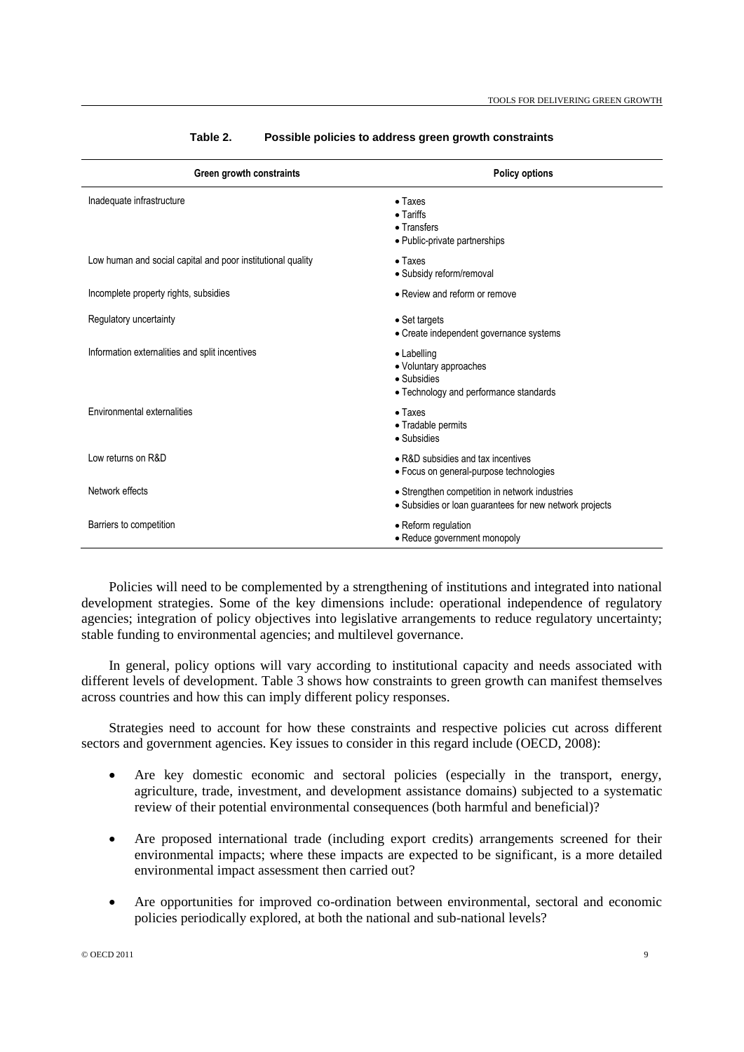**Table 2. Possible policies to address green growth constraints**

| Green growth constraints | Policy options |
|---|---|
| Inadequate infrastructure | • Taxes<br>• Tariffs<br>• Transfers<br>• Public-private partnerships |
| Low human and social capital and poor institutional quality | • Taxes<br>• Subsidy reform/removal |
| Incomplete property rights, subsidies | • Review and reform or remove |
| Regulatory uncertainty | • Set targets<br>• Create independent governance systems |
| Information externalities and split incentives | • Labelling<br>• Voluntary approaches<br>• Subsidies<br>• Technology and performance standards |
| Environmental externalities | • Taxes<br>• Tradable permits<br>• Subsidies |
| Low returns on R&D | • R&D subsidies and tax incentives<br>• Focus on general-purpose technologies |
| Network effects | • Strengthen competition in network industries<br>• Subsidies or loan guarantees for new network projects |
| Barriers to competition | • Reform regulation<br>• Reduce government monopoly |

Policies will need to be complemented by a strengthening of institutions and integrated into national development strategies. Some of the key dimensions include: operational independence of regulatory agencies; integration of policy objectives into legislative arrangements to reduce regulatory uncertainty; stable funding to environmental agencies; and multilevel governance.

In general, policy options will vary according to institutional capacity and needs associated with different levels of development. Table 3 shows how constraints to green growth can manifest themselves across countries and how this can imply different policy responses.

Strategies need to account for how these constraints and respective policies cut across different sectors and government agencies. Key issues to consider in this regard include (OECD, 2008):

- Are key domestic economic and sectoral policies (especially in the transport, energy, agriculture, trade, investment, and development assistance domains) subjected to a systematic review of their potential environmental consequences (both harmful and beneficial)?

- Are proposed international trade (including export credits) arrangements screened for their environmental impacts; where these impacts are expected to be significant, is a more detailed environmental impact assessment then carried out?

- Are opportunities for improved co-ordination between environmental, sectoral and economic policies periodically explored, at both the national and sub-national levels?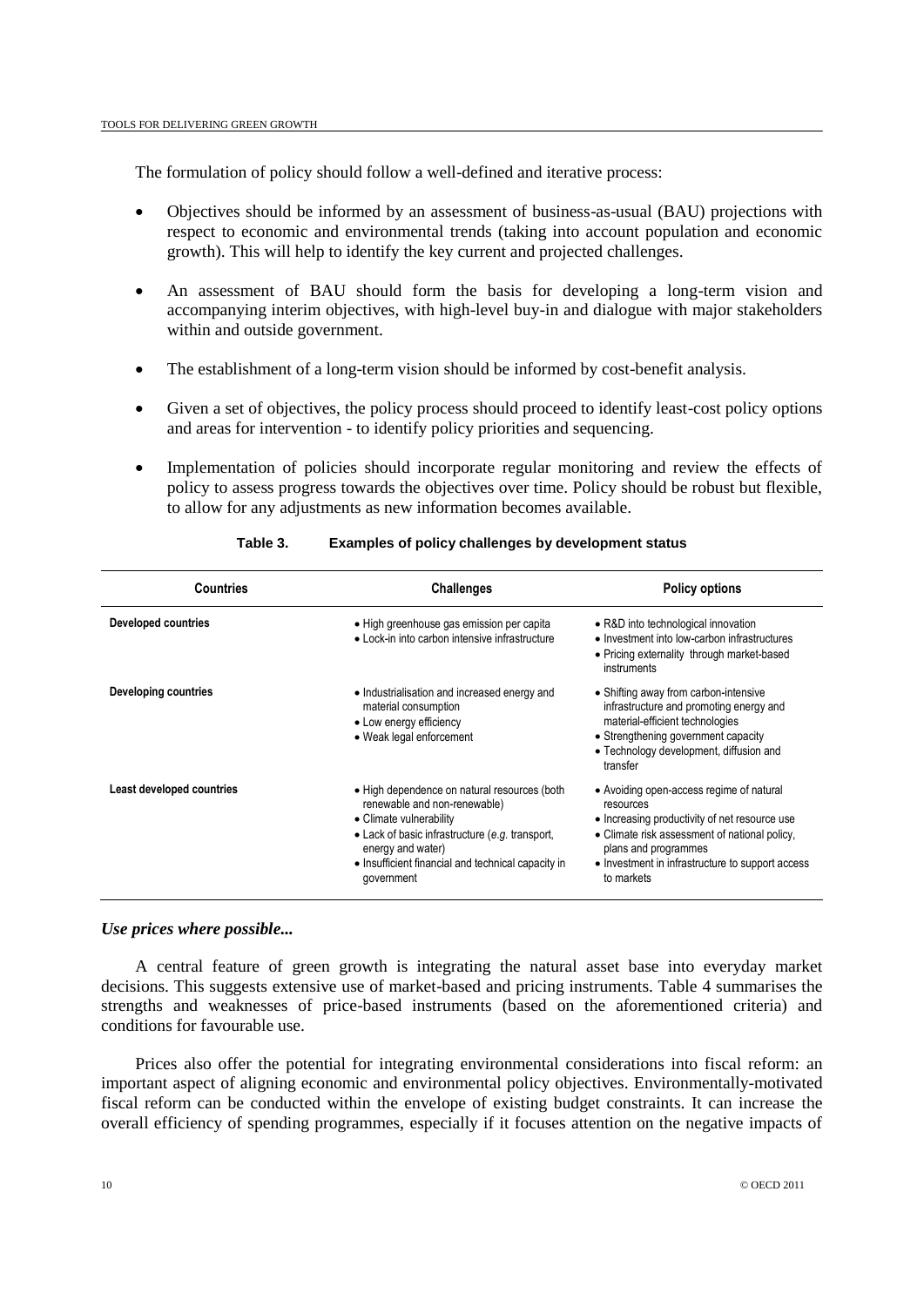The formulation of policy should follow a well-defined and iterative process:

- Objectives should be informed by an assessment of business-as-usual (BAU) projections with respect to economic and environmental trends (taking into account population and economic growth). This will help to identify the key current and projected challenges.
- An assessment of BAU should form the basis for developing a long-term vision and accompanying interim objectives, with high-level buy-in and dialogue with major stakeholders within and outside government.
- The establishment of a long-term vision should be informed by cost-benefit analysis.
- Given a set of objectives, the policy process should proceed to identify least-cost policy options and areas for intervention - to identify policy priorities and sequencing.
- Implementation of policies should incorporate regular monitoring and review the effects of policy to assess progress towards the objectives over time. Policy should be robust but flexible, to allow for any adjustments as new information becomes available.

**Table 3. Examples of policy challenges by development status**

| Countries | Challenges | Policy options |
|---|---|---|
| **Developed countries** | • High greenhouse gas emission per capita<br>• Lock-in into carbon intensive infrastructure | • R&D into technological innovation<br>• Investment into low-carbon infrastructures<br>• Pricing externality through market-based instruments |
| **Developing countries** | • Industrialisation and increased energy and material consumption<br>• Low energy efficiency<br>• Weak legal enforcement | • Shifting away from carbon-intensive infrastructure and promoting energy and material-efficient technologies<br>• Strengthening government capacity<br>• Technology development, diffusion and transfer |
| **Least developed countries** | • High dependence on natural resources (both renewable and non-renewable)<br>• Climate vulnerability<br>• Lack of basic infrastructure (*e.g.* transport, energy and water)<br>• Insufficient financial and technical capacity in government | • Avoiding open-access regime of natural resources<br>• Increasing productivity of net resource use<br>• Climate risk assessment of national policy, plans and programmes<br>• Investment in infrastructure to support access to markets |

### *Use prices where possible...*

A central feature of green growth is integrating the natural asset base into everyday market decisions. This suggests extensive use of market-based and pricing instruments. Table 4 summarises the strengths and weaknesses of price-based instruments (based on the aforementioned criteria) and conditions for favourable use.

Prices also offer the potential for integrating environmental considerations into fiscal reform: an important aspect of aligning economic and environmental policy objectives. Environmentally-motivated fiscal reform can be conducted within the envelope of existing budget constraints. It can increase the overall efficiency of spending programmes, especially if it focuses attention on the negative impacts of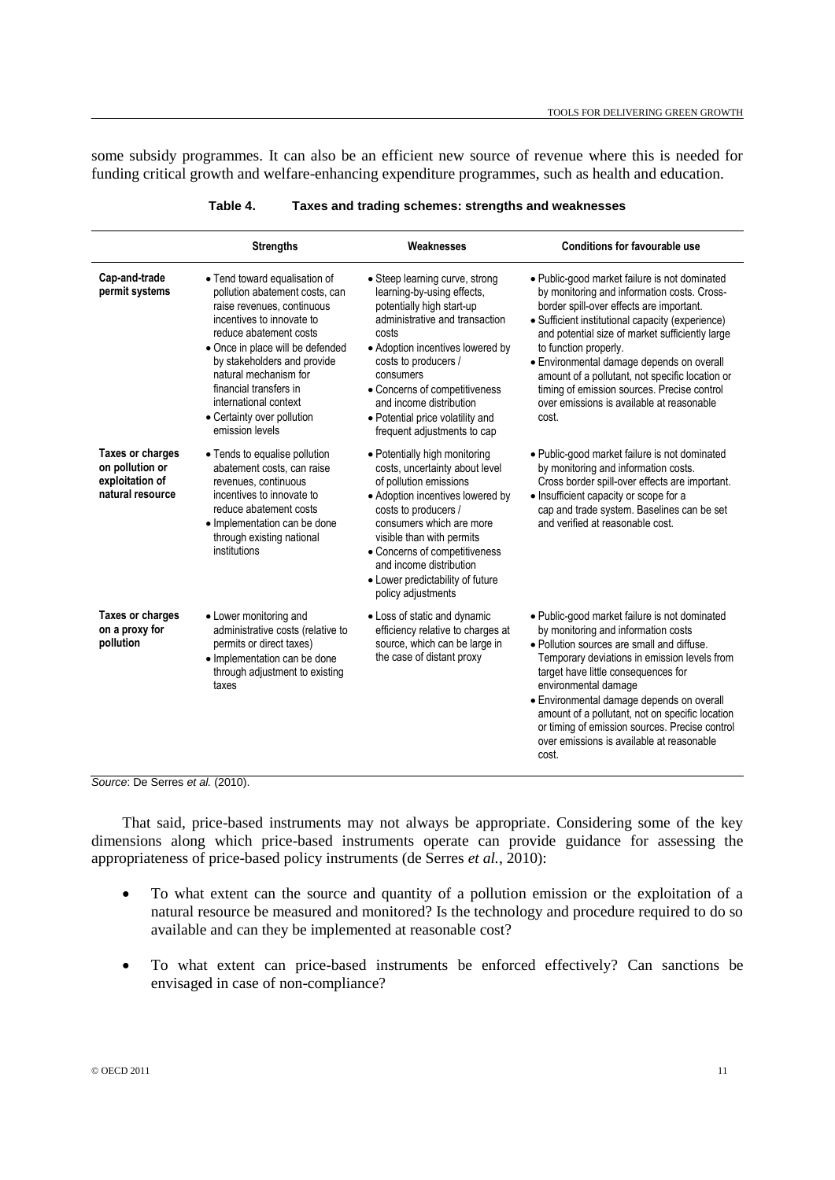some subsidy programmes. It can also be an efficient new source of revenue where this is needed for funding critical growth and welfare-enhancing expenditure programmes, such as health and education.

**Table 4. Taxes and trading schemes: strengths and weaknesses**

| | Strengths | Weaknesses | Conditions for favourable use |
|---|---|---|---|
| **Cap-and-trade permit systems** | • Tend toward equalisation of pollution abatement costs, can raise revenues, continuous incentives to innovate to reduce abatement costs<br>• Once in place will be defended by stakeholders and provide natural mechanism for financial transfers in international context<br>• Certainty over pollution emission levels | • Steep learning curve, strong learning-by-using effects, potentially high start-up administrative and transaction costs<br>• Adoption incentives lowered by costs to producers / consumers<br>• Concerns of competitiveness and income distribution<br>• Potential price volatility and frequent adjustments to cap | • Public-good market failure is not dominated by monitoring and information costs. Cross-border spill-over effects are important.<br>• Sufficient institutional capacity (experience) and potential size of market sufficiently large to function properly.<br>• Environmental damage depends on overall amount of a pollutant, not specific location or timing of emission sources. Precise control over emissions is available at reasonable cost. |
| **Taxes or charges on pollution or exploitation of natural resource** | • Tends to equalise pollution abatement costs, can raise revenues, continuous incentives to innovate to reduce abatement costs<br>• Implementation can be done through existing national institutions | • Potentially high monitoring costs, uncertainty about level of pollution emissions<br>• Adoption incentives lowered by costs to producers / consumers which are more visible than with permits<br>• Concerns of competitiveness and income distribution<br>• Lower predictability of future policy adjustments | • Public-good market failure is not dominated by monitoring and information costs. Cross border spill-over effects are important.<br>• Insufficient capacity or scope for a cap and trade system. Baselines can be set and verified at reasonable cost. |
| **Taxes or charges on a proxy for pollution** | • Lower monitoring and administrative costs (relative to permits or direct taxes)<br>• Implementation can be done through adjustment to existing taxes | • Loss of static and dynamic efficiency relative to charges at source, which can be large in the case of distant proxy | • Public-good market failure is not dominated by monitoring and information costs<br>• Pollution sources are small and diffuse. Temporary deviations in emission levels from target have little consequences for environmental damage<br>• Environmental damage depends on overall amount of a pollutant, not on specific location or timing of emission sources. Precise control over emissions is available at reasonable cost. |

*Source*: De Serres *et al.* (2010).

That said, price-based instruments may not always be appropriate. Considering some of the key dimensions along which price-based instruments operate can provide guidance for assessing the appropriateness of price-based policy instruments (de Serres *et al.*, 2010):

- To what extent can the source and quantity of a pollution emission or the exploitation of a natural resource be measured and monitored? Is the technology and procedure required to do so available and can they be implemented at reasonable cost?
- To what extent can price-based instruments be enforced effectively? Can sanctions be envisaged in case of non-compliance?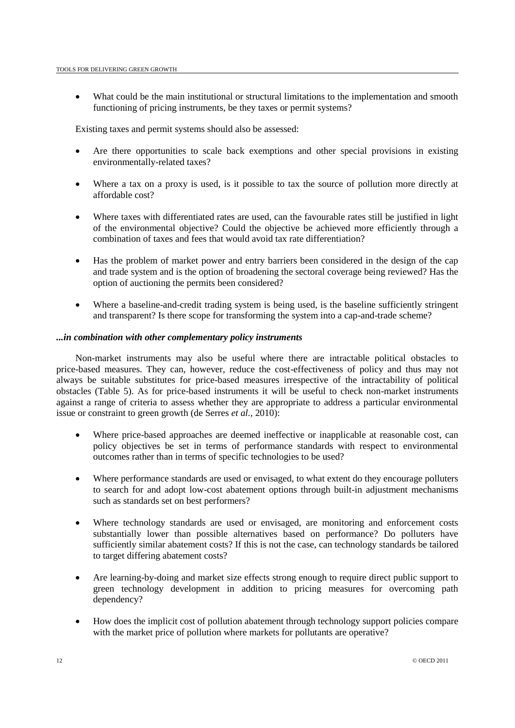- What could be the main institutional or structural limitations to the implementation and smooth functioning of pricing instruments, be they taxes or permit systems?

Existing taxes and permit systems should also be assessed:

- Are there opportunities to scale back exemptions and other special provisions in existing environmentally-related taxes?
- Where a tax on a proxy is used, is it possible to tax the source of pollution more directly at affordable cost?
- Where taxes with differentiated rates are used, can the favourable rates still be justified in light of the environmental objective? Could the objective be achieved more efficiently through a combination of taxes and fees that would avoid tax rate differentiation?
- Has the problem of market power and entry barriers been considered in the design of the cap and trade system and is the option of broadening the sectoral coverage being reviewed? Has the option of auctioning the permits been considered?
- Where a baseline-and-credit trading system is being used, is the baseline sufficiently stringent and transparent? Is there scope for transforming the system into a cap-and-trade scheme?

***...in combination with other complementary policy instruments***

Non-market instruments may also be useful where there are intractable political obstacles to price-based measures. They can, however, reduce the cost-effectiveness of policy and thus may not always be suitable substitutes for price-based measures irrespective of the intractability of political obstacles (Table 5). As for price-based instruments it will be useful to check non-market instruments against a range of criteria to assess whether they are appropriate to address a particular environmental issue or constraint to green growth (de Serres *et al.*, 2010):

- Where price-based approaches are deemed ineffective or inapplicable at reasonable cost, can policy objectives be set in terms of performance standards with respect to environmental outcomes rather than in terms of specific technologies to be used?
- Where performance standards are used or envisaged, to what extent do they encourage polluters to search for and adopt low-cost abatement options through built-in adjustment mechanisms such as standards set on best performers?
- Where technology standards are used or envisaged, are monitoring and enforcement costs substantially lower than possible alternatives based on performance? Do polluters have sufficiently similar abatement costs? If this is not the case, can technology standards be tailored to target differing abatement costs?
- Are learning-by-doing and market size effects strong enough to require direct public support to green technology development in addition to pricing measures for overcoming path dependency?
- How does the implicit cost of pollution abatement through technology support policies compare with the market price of pollution where markets for pollutants are operative?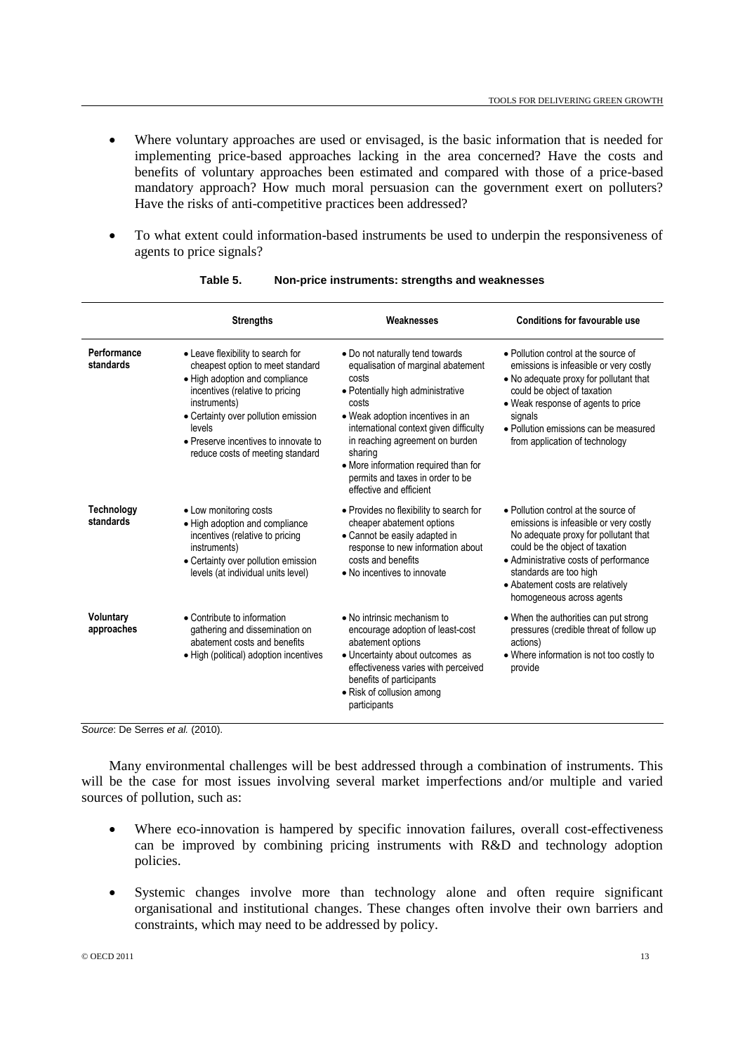- Where voluntary approaches are used or envisaged, is the basic information that is needed for implementing price-based approaches lacking in the area concerned? Have the costs and benefits of voluntary approaches been estimated and compared with those of a price-based mandatory approach? How much moral persuasion can the government exert on polluters? Have the risks of anti-competitive practices been addressed?

- To what extent could information-based instruments be used to underpin the responsiveness of agents to price signals?

**Table 5. Non-price instruments: strengths and weaknesses**

| | Strengths | Weaknesses | Conditions for favourable use |
|---|---|---|---|
| **Performance standards** | • Leave flexibility to search for cheapest option to meet standard<br>• High adoption and compliance incentives (relative to pricing instruments)<br>• Certainty over pollution emission levels<br>• Preserve incentives to innovate to reduce costs of meeting standard | • Do not naturally tend towards equalisation of marginal abatement costs<br>• Potentially high administrative costs<br>• Weak adoption incentives in an international context given difficulty in reaching agreement on burden sharing<br>• More information required than for permits and taxes in order to be effective and efficient | • Pollution control at the source of emissions is infeasible or very costly<br>• No adequate proxy for pollutant that could be object of taxation<br>• Weak response of agents to price signals<br>• Pollution emissions can be measured from application of technology |
| **Technology standards** | • Low monitoring costs<br>• High adoption and compliance incentives (relative to pricing instruments)<br>• Certainty over pollution emission levels (at individual units level) | • Provides no flexibility to search for cheaper abatement options<br>• Cannot be easily adapted in response to new information about costs and benefits<br>• No incentives to innovate | • Pollution control at the source of emissions is infeasible or very costly No adequate proxy for pollutant that could be the object of taxation<br>• Administrative costs of performance standards are too high<br>• Abatement costs are relatively homogeneous across agents |
| **Voluntary approaches** | • Contribute to information gathering and dissemination on abatement costs and benefits<br>• High (political) adoption incentives | • No intrinsic mechanism to encourage adoption of least-cost abatement options<br>• Uncertainty about outcomes as effectiveness varies with perceived benefits of participants<br>• Risk of collusion among participants | • When the authorities can put strong pressures (credible threat of follow up actions)<br>• Where information is not too costly to provide |

*Source*: De Serres *et al.* (2010).

Many environmental challenges will be best addressed through a combination of instruments. This will be the case for most issues involving several market imperfections and/or multiple and varied sources of pollution, such as:

- Where eco-innovation is hampered by specific innovation failures, overall cost-effectiveness can be improved by combining pricing instruments with R&D and technology adoption policies.

- Systemic changes involve more than technology alone and often require significant organisational and institutional changes. These changes often involve their own barriers and constraints, which may need to be addressed by policy.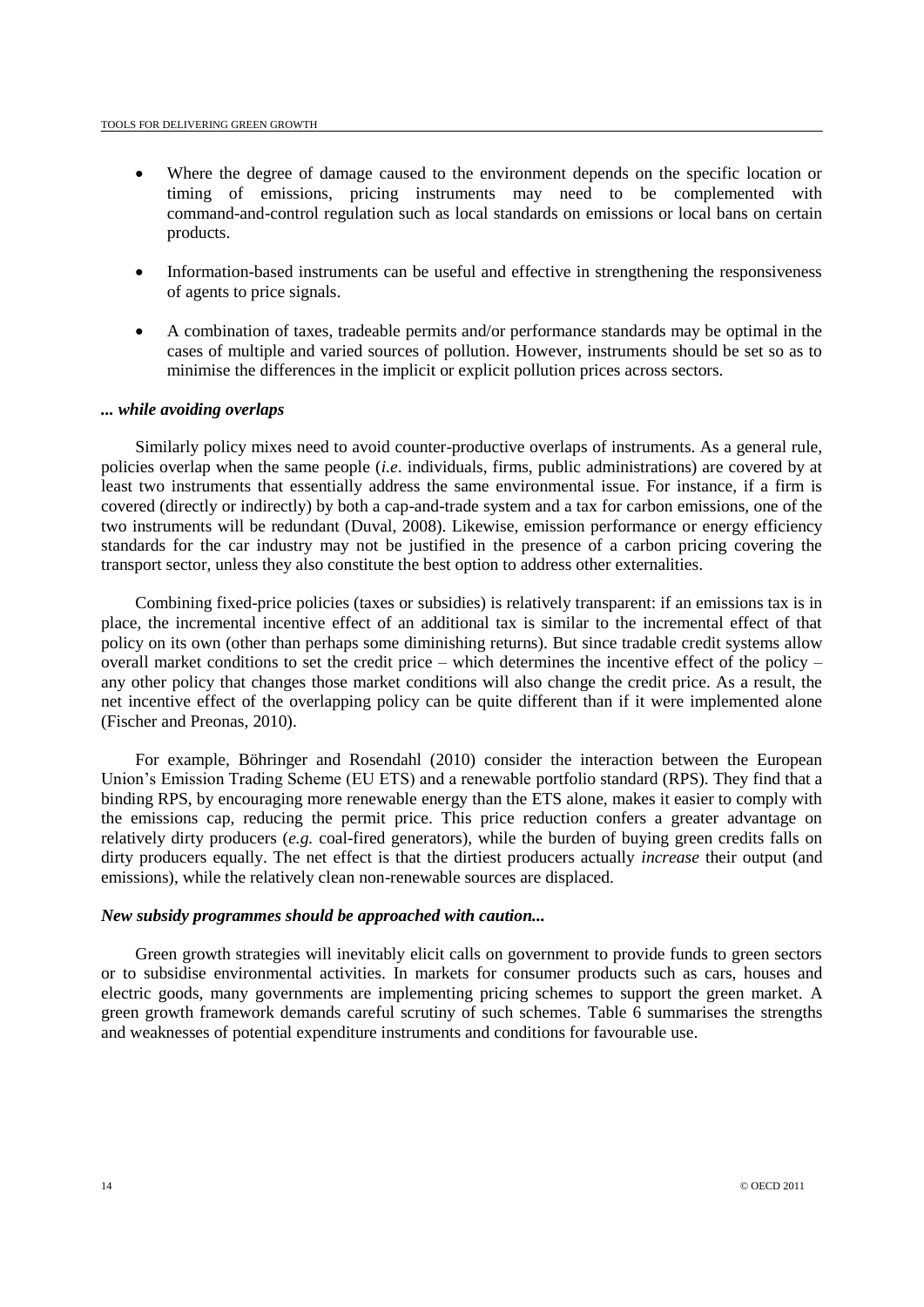- Where the degree of damage caused to the environment depends on the specific location or timing of emissions, pricing instruments may need to be complemented with command-and-control regulation such as local standards on emissions or local bans on certain products.

- Information-based instruments can be useful and effective in strengthening the responsiveness of agents to price signals.

- A combination of taxes, tradeable permits and/or performance standards may be optimal in the cases of multiple and varied sources of pollution. However, instruments should be set so as to minimise the differences in the implicit or explicit pollution prices across sectors.

### *... while avoiding overlaps*

Similarly policy mixes need to avoid counter-productive overlaps of instruments. As a general rule, policies overlap when the same people (*i.e*. individuals, firms, public administrations) are covered by at least two instruments that essentially address the same environmental issue. For instance, if a firm is covered (directly or indirectly) by both a cap-and-trade system and a tax for carbon emissions, one of the two instruments will be redundant (Duval, 2008). Likewise, emission performance or energy efficiency standards for the car industry may not be justified in the presence of a carbon pricing covering the transport sector, unless they also constitute the best option to address other externalities.

Combining fixed-price policies (taxes or subsidies) is relatively transparent: if an emissions tax is in place, the incremental incentive effect of an additional tax is similar to the incremental effect of that policy on its own (other than perhaps some diminishing returns). But since tradable credit systems allow overall market conditions to set the credit price – which determines the incentive effect of the policy – any other policy that changes those market conditions will also change the credit price. As a result, the net incentive effect of the overlapping policy can be quite different than if it were implemented alone (Fischer and Preonas, 2010).

For example, Böhringer and Rosendahl (2010) consider the interaction between the European Union's Emission Trading Scheme (EU ETS) and a renewable portfolio standard (RPS). They find that a binding RPS, by encouraging more renewable energy than the ETS alone, makes it easier to comply with the emissions cap, reducing the permit price. This price reduction confers a greater advantage on relatively dirty producers (*e.g.* coal-fired generators), while the burden of buying green credits falls on dirty producers equally. The net effect is that the dirtiest producers actually *increase* their output (and emissions), while the relatively clean non-renewable sources are displaced.

### *New subsidy programmes should be approached with caution...*

Green growth strategies will inevitably elicit calls on government to provide funds to green sectors or to subsidise environmental activities. In markets for consumer products such as cars, houses and electric goods, many governments are implementing pricing schemes to support the green market. A green growth framework demands careful scrutiny of such schemes. Table 6 summarises the strengths and weaknesses of potential expenditure instruments and conditions for favourable use.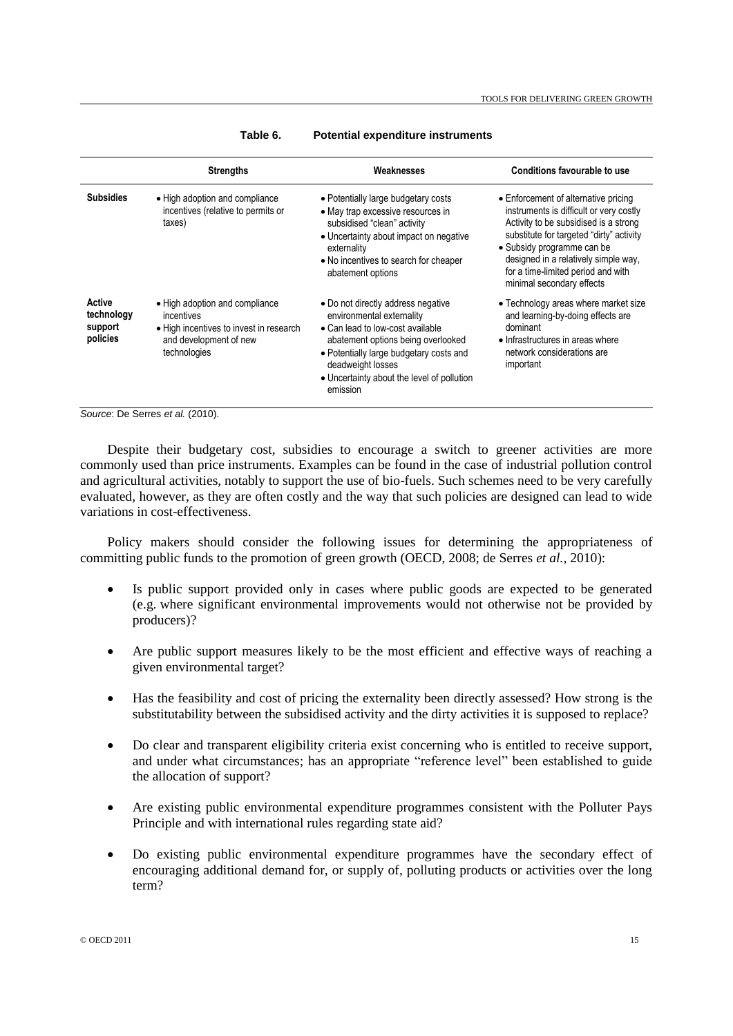**Table 6. Potential expenditure instruments**

| | Strengths | Weaknesses | Conditions favourable to use |
|---|---|---|---|
| **Subsidies** | • High adoption and compliance incentives (relative to permits or taxes) | • Potentially large budgetary costs<br>• May trap excessive resources in subsidised "clean" activity<br>• Uncertainty about impact on negative externality<br>• No incentives to search for cheaper abatement options | • Enforcement of alternative pricing instruments is difficult or very costly Activity to be subsidised is a strong substitute for targeted "dirty" activity<br>• Subsidy programme can be designed in a relatively simple way, for a time-limited period and with minimal secondary effects |
| **Active technology support policies** | • High adoption and compliance incentives<br>• High incentives to invest in research and development of new technologies | • Do not directly address negative environmental externality<br>• Can lead to low-cost available abatement options being overlooked<br>• Potentially large budgetary costs and deadweight losses<br>• Uncertainty about the level of pollution emission | • Technology areas where market size and learning-by-doing effects are dominant<br>• Infrastructures in areas where network considerations are important |

*Source*: De Serres *et al.* (2010).

Despite their budgetary cost, subsidies to encourage a switch to greener activities are more commonly used than price instruments. Examples can be found in the case of industrial pollution control and agricultural activities, notably to support the use of bio-fuels. Such schemes need to be very carefully evaluated, however, as they are often costly and the way that such policies are designed can lead to wide variations in cost-effectiveness.

Policy makers should consider the following issues for determining the appropriateness of committing public funds to the promotion of green growth (OECD, 2008; de Serres *et al.*, 2010):

- Is public support provided only in cases where public goods are expected to be generated (e.g. where significant environmental improvements would not otherwise not be provided by producers)?
- Are public support measures likely to be the most efficient and effective ways of reaching a given environmental target?
- Has the feasibility and cost of pricing the externality been directly assessed? How strong is the substitutability between the subsidised activity and the dirty activities it is supposed to replace?
- Do clear and transparent eligibility criteria exist concerning who is entitled to receive support, and under what circumstances; has an appropriate "reference level" been established to guide the allocation of support?
- Are existing public environmental expenditure programmes consistent with the Polluter Pays Principle and with international rules regarding state aid?
- Do existing public environmental expenditure programmes have the secondary effect of encouraging additional demand for, or supply of, polluting products or activities over the long term?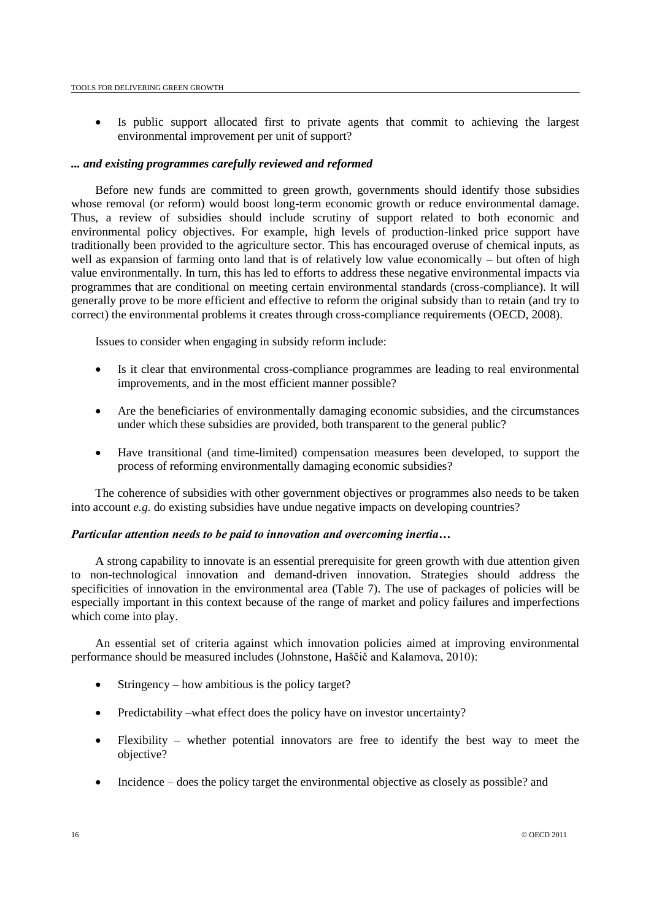- Is public support allocated first to private agents that commit to achieving the largest environmental improvement per unit of support?

### *... and existing programmes carefully reviewed and reformed*

Before new funds are committed to green growth, governments should identify those subsidies whose removal (or reform) would boost long-term economic growth or reduce environmental damage. Thus, a review of subsidies should include scrutiny of support related to both economic and environmental policy objectives. For example, high levels of production-linked price support have traditionally been provided to the agriculture sector. This has encouraged overuse of chemical inputs, as well as expansion of farming onto land that is of relatively low value economically – but often of high value environmentally. In turn, this has led to efforts to address these negative environmental impacts via programmes that are conditional on meeting certain environmental standards (cross-compliance). It will generally prove to be more efficient and effective to reform the original subsidy than to retain (and try to correct) the environmental problems it creates through cross-compliance requirements (OECD, 2008).

Issues to consider when engaging in subsidy reform include:

- Is it clear that environmental cross-compliance programmes are leading to real environmental improvements, and in the most efficient manner possible?
- Are the beneficiaries of environmentally damaging economic subsidies, and the circumstances under which these subsidies are provided, both transparent to the general public?
- Have transitional (and time-limited) compensation measures been developed, to support the process of reforming environmentally damaging economic subsidies?

The coherence of subsidies with other government objectives or programmes also needs to be taken into account *e.g.* do existing subsidies have undue negative impacts on developing countries?

### *Particular attention needs to be paid to innovation and overcoming inertia…*

A strong capability to innovate is an essential prerequisite for green growth with due attention given to non-technological innovation and demand-driven innovation. Strategies should address the specificities of innovation in the environmental area (Table 7). The use of packages of policies will be especially important in this context because of the range of market and policy failures and imperfections which come into play.

An essential set of criteria against which innovation policies aimed at improving environmental performance should be measured includes (Johnstone, Haščič and Kalamova, 2010):

- Stringency – how ambitious is the policy target?
- Predictability –what effect does the policy have on investor uncertainty?
- Flexibility – whether potential innovators are free to identify the best way to meet the objective?
- Incidence – does the policy target the environmental objective as closely as possible? and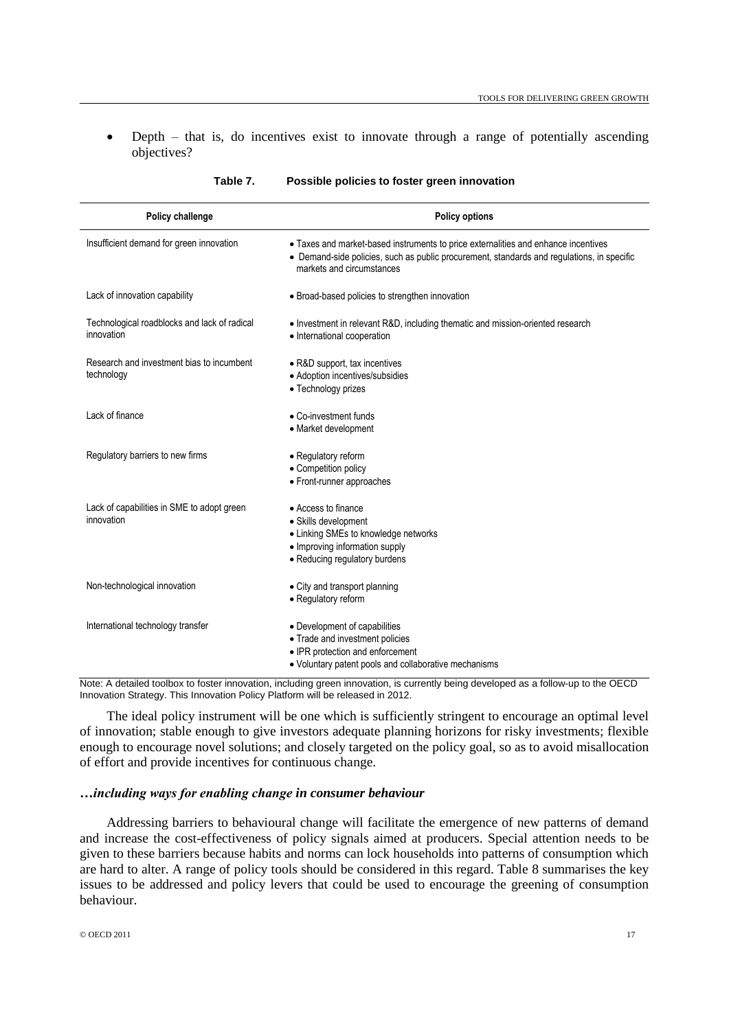- Depth – that is, do incentives exist to innovate through a range of potentially ascending objectives?

**Table 7. Possible policies to foster green innovation**

| Policy challenge | Policy options |
|---|---|
| Insufficient demand for green innovation | • Taxes and market-based instruments to price externalities and enhance incentives<br>• Demand-side policies, such as public procurement, standards and regulations, in specific markets and circumstances |
| Lack of innovation capability | • Broad-based policies to strengthen innovation |
| Technological roadblocks and lack of radical innovation | • Investment in relevant R&D, including thematic and mission-oriented research<br>• International cooperation |
| Research and investment bias to incumbent technology | • R&D support, tax incentives<br>• Adoption incentives/subsidies<br>• Technology prizes |
| Lack of finance | • Co-investment funds<br>• Market development |
| Regulatory barriers to new firms | • Regulatory reform<br>• Competition policy<br>• Front-runner approaches |
| Lack of capabilities in SME to adopt green innovation | • Access to finance<br>• Skills development<br>• Linking SMEs to knowledge networks<br>• Improving information supply<br>• Reducing regulatory burdens |
| Non-technological innovation | • City and transport planning<br>• Regulatory reform |
| International technology transfer | • Development of capabilities<br>• Trade and investment policies<br>• IPR protection and enforcement<br>• Voluntary patent pools and collaborative mechanisms |

Note: A detailed toolbox to foster innovation, including green innovation, is currently being developed as a follow-up to the OECD Innovation Strategy. This Innovation Policy Platform will be released in 2012.

The ideal policy instrument will be one which is sufficiently stringent to encourage an optimal level of innovation; stable enough to give investors adequate planning horizons for risky investments; flexible enough to encourage novel solutions; and closely targeted on the policy goal, so as to avoid misallocation of effort and provide incentives for continuous change.

### *…including ways for enabling change in consumer behaviour*

Addressing barriers to behavioural change will facilitate the emergence of new patterns of demand and increase the cost-effectiveness of policy signals aimed at producers. Special attention needs to be given to these barriers because habits and norms can lock households into patterns of consumption which are hard to alter. A range of policy tools should be considered in this regard. Table 8 summarises the key issues to be addressed and policy levers that could be used to encourage the greening of consumption behaviour.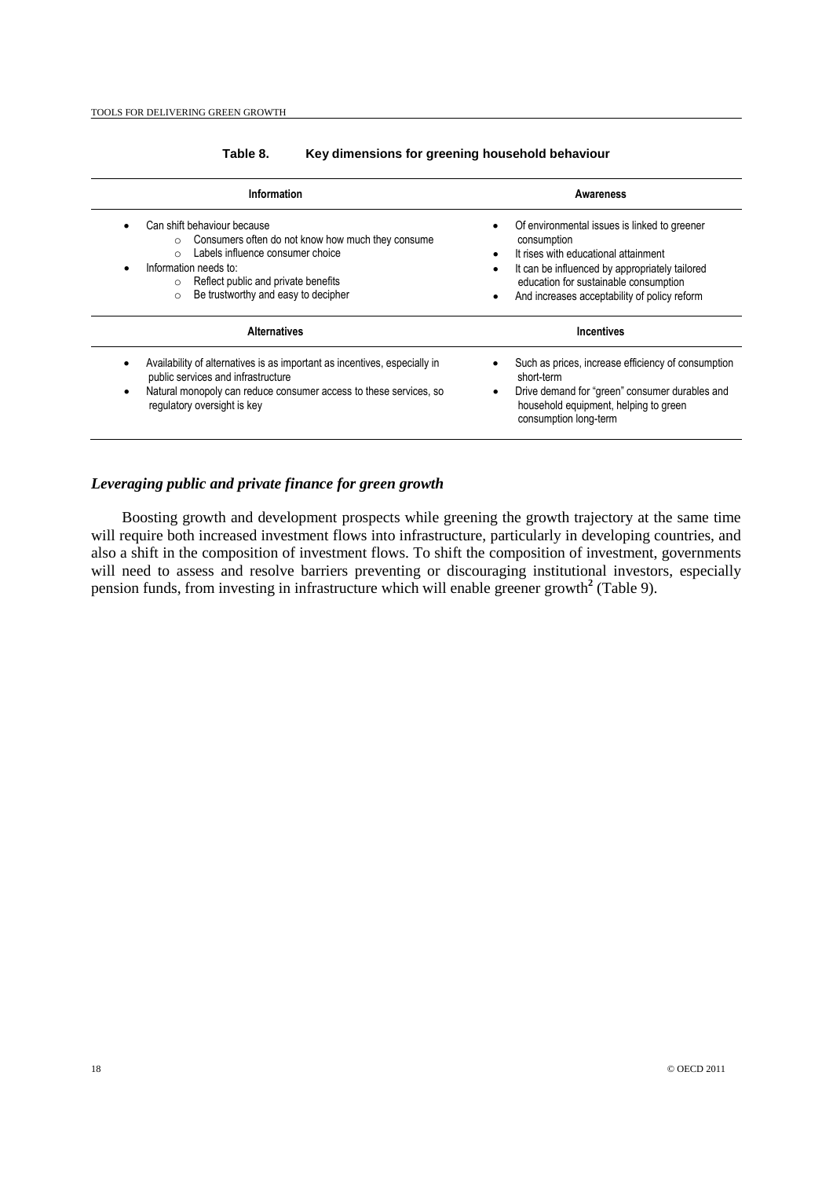**Table 8. Key dimensions for greening household behaviour**

| Information | Awareness |
|---|---|
| • Can shift behaviour because<br>  ○ Consumers often do not know how much they consume<br>  ○ Labels influence consumer choice<br>• Information needs to:<br>  ○ Reflect public and private benefits<br>  ○ Be trustworthy and easy to decipher | • Of environmental issues is linked to greener consumption<br>• It rises with educational attainment<br>• It can be influenced by appropriately tailored education for sustainable consumption<br>• And increases acceptability of policy reform |
| **Alternatives** | **Incentives** |
| • Availability of alternatives is as important as incentives, especially in public services and infrastructure<br>• Natural monopoly can reduce consumer access to these services, so regulatory oversight is key | • Such as prices, increase efficiency of consumption short-term<br>• Drive demand for "green" consumer durables and household equipment, helping to green consumption long-term |

### *Leveraging public and private finance for green growth*

Boosting growth and development prospects while greening the growth trajectory at the same time will require both increased investment flows into infrastructure, particularly in developing countries, and also a shift in the composition of investment flows. To shift the composition of investment, governments will need to assess and resolve barriers preventing or discouraging institutional investors, especially pension funds, from investing in infrastructure which will enable greener growth[2] (Table 9).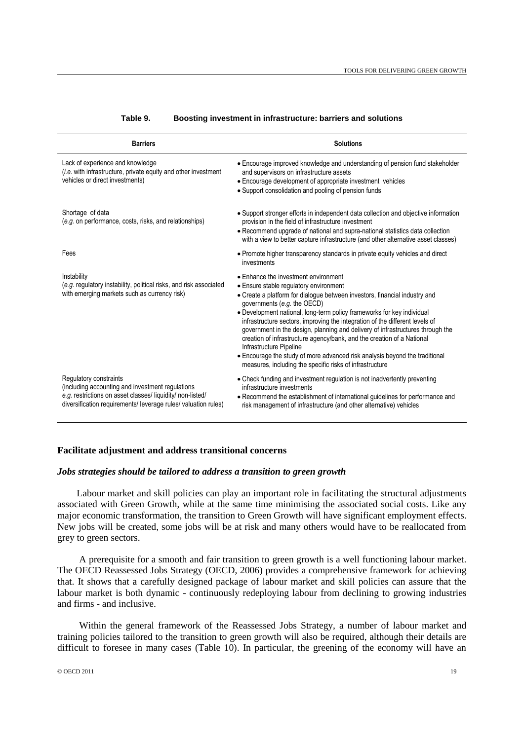**Table 9. Boosting investment in infrastructure: barriers and solutions**

| Barriers | Solutions |
|---|---|
| Lack of experience and knowledge (*i.e.* with infrastructure, private equity and other investment vehicles or direct investments) | • Encourage improved knowledge and understanding of pension fund stakeholder and supervisors on infrastructure assets<br>• Encourage development of appropriate investment vehicles<br>• Support consolidation and pooling of pension funds |
| Shortage of data (*e.g.* on performance, costs, risks, and relationships) | • Support stronger efforts in independent data collection and objective information provision in the field of infrastructure investment<br>• Recommend upgrade of national and supra-national statistics data collection with a view to better capture infrastructure (and other alternative asset classes) |
| Fees | • Promote higher transparency standards in private equity vehicles and direct investments |
| Instability (*e.g.* regulatory instability, political risks, and risk associated with emerging markets such as currency risk) | • Enhance the investment environment<br>• Ensure stable regulatory environment<br>• Create a platform for dialogue between investors, financial industry and governments (*e.g.* the OECD)<br>• Development national, long-term policy frameworks for key individual infrastructure sectors, improving the integration of the different levels of government in the design, planning and delivery of infrastructures through the creation of infrastructure agency/bank, and the creation of a National Infrastructure Pipeline<br>• Encourage the study of more advanced risk analysis beyond the traditional measures, including the specific risks of infrastructure |
| Regulatory constraints (including accounting and investment regulations *e.g.* restrictions on asset classes/ liquidity/ non-listed/ diversification requirements/ leverage rules/ valuation rules) | • Check funding and investment regulation is not inadvertently preventing infrastructure investments<br>• Recommend the establishment of international guidelines for performance and risk management of infrastructure (and other alternative) vehicles |

## Facilitate adjustment and address transitional concerns

### *Jobs strategies should be tailored to address a transition to green growth*

Labour market and skill policies can play an important role in facilitating the structural adjustments associated with Green Growth, while at the same time minimising the associated social costs. Like any major economic transformation, the transition to Green Growth will have significant employment effects. New jobs will be created, some jobs will be at risk and many others would have to be reallocated from grey to green sectors.

A prerequisite for a smooth and fair transition to green growth is a well functioning labour market. The OECD Reassessed Jobs Strategy (OECD, 2006) provides a comprehensive framework for achieving that. It shows that a carefully designed package of labour market and skill policies can assure that the labour market is both dynamic - continuously redeploying labour from declining to growing industries and firms - and inclusive.

Within the general framework of the Reassessed Jobs Strategy, a number of labour market and training policies tailored to the transition to green growth will also be required, although their details are difficult to foresee in many cases (Table 10). In particular, the greening of the economy will have an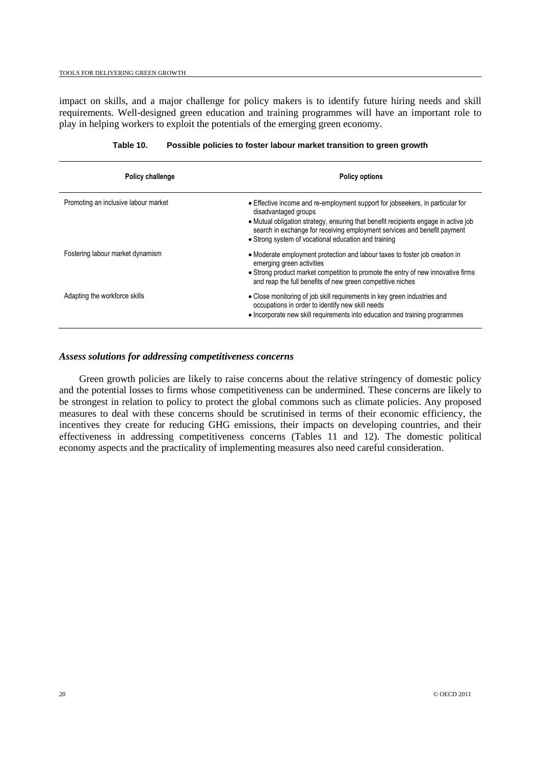impact on skills, and a major challenge for policy makers is to identify future hiring needs and skill requirements. Well-designed green education and training programmes will have an important role to play in helping workers to exploit the potentials of the emerging green economy.

**Table 10. Possible policies to foster labour market transition to green growth**

| Policy challenge | Policy options |
|---|---|
| Promoting an inclusive labour market | • Effective income and re-employment support for jobseekers, in particular for disadvantaged groups<br>• Mutual obligation strategy, ensuring that benefit recipients engage in active job search in exchange for receiving employment services and benefit payment<br>• Strong system of vocational education and training |
| Fostering labour market dynamism | • Moderate employment protection and labour taxes to foster job creation in emerging green activities<br>• Strong product market competition to promote the entry of new innovative firms and reap the full benefits of new green competitive niches |
| Adapting the workforce skills | • Close monitoring of job skill requirements in key green industries and occupations in order to identify new skill needs<br>• Incorporate new skill requirements into education and training programmes |

### *Assess solutions for addressing competitiveness concerns*

Green growth policies are likely to raise concerns about the relative stringency of domestic policy and the potential losses to firms whose competitiveness can be undermined. These concerns are likely to be strongest in relation to policy to protect the global commons such as climate policies. Any proposed measures to deal with these concerns should be scrutinised in terms of their economic efficiency, the incentives they create for reducing GHG emissions, their impacts on developing countries, and their effectiveness in addressing competitiveness concerns (Tables 11 and 12). The domestic political economy aspects and the practicality of implementing measures also need careful consideration.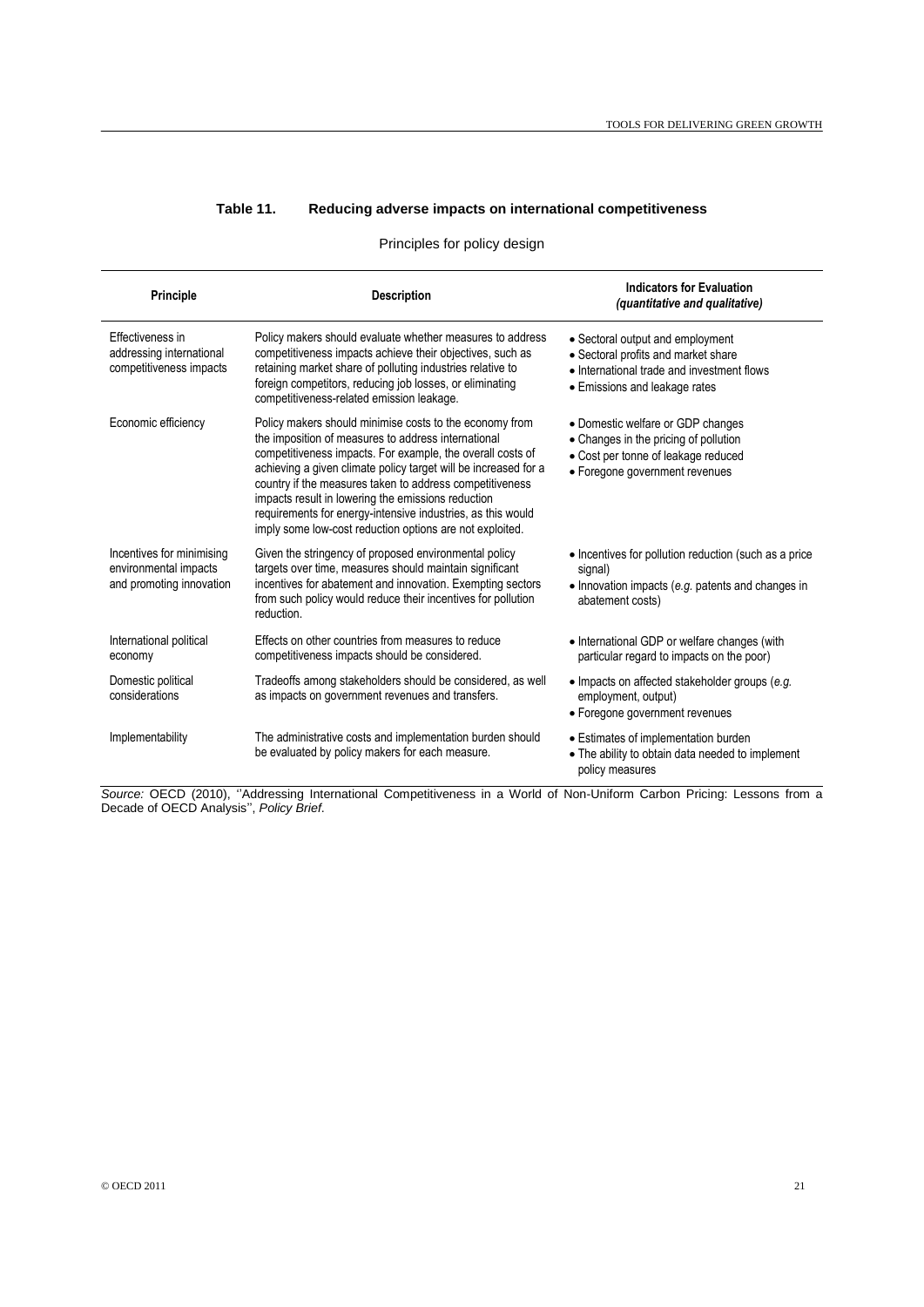**Table 11. Reducing adverse impacts on international competitiveness**

Principles for policy design

| Principle | Description | Indicators for Evaluation *(quantitative and qualitative)* |
|---|---|---|
| Effectiveness in addressing international competitiveness impacts | Policy makers should evaluate whether measures to address competitiveness impacts achieve their objectives, such as retaining market share of polluting industries relative to foreign competitors, reducing job losses, or eliminating competitiveness-related emission leakage. | • Sectoral output and employment<br>• Sectoral profits and market share<br>• International trade and investment flows<br>• Emissions and leakage rates |
| Economic efficiency | Policy makers should minimise costs to the economy from the imposition of measures to address international competitiveness impacts. For example, the overall costs of achieving a given climate policy target will be increased for a country if the measures taken to address competitiveness impacts result in lowering the emissions reduction requirements for energy-intensive industries, as this would imply some low-cost reduction options are not exploited. | • Domestic welfare or GDP changes<br>• Changes in the pricing of pollution<br>• Cost per tonne of leakage reduced<br>• Foregone government revenues |
| Incentives for minimising environmental impacts and promoting innovation | Given the stringency of proposed environmental policy targets over time, measures should maintain significant incentives for abatement and innovation. Exempting sectors from such policy would reduce their incentives for pollution reduction. | • Incentives for pollution reduction (such as a price signal)<br>• Innovation impacts (*e.g.* patents and changes in abatement costs) |
| International political economy | Effects on other countries from measures to reduce competitiveness impacts should be considered. | • International GDP or welfare changes (with particular regard to impacts on the poor) |
| Domestic political considerations | Tradeoffs among stakeholders should be considered, as well as impacts on government revenues and transfers. | • Impacts on affected stakeholder groups (*e.g.* employment, output)<br>• Foregone government revenues |
| Implementability | The administrative costs and implementation burden should be evaluated by policy makers for each measure. | • Estimates of implementation burden<br>• The ability to obtain data needed to implement policy measures |

*Source:* OECD (2010), ''Addressing International Competitiveness in a World of Non-Uniform Carbon Pricing: Lessons from a Decade of OECD Analysis'', *Policy Brief*.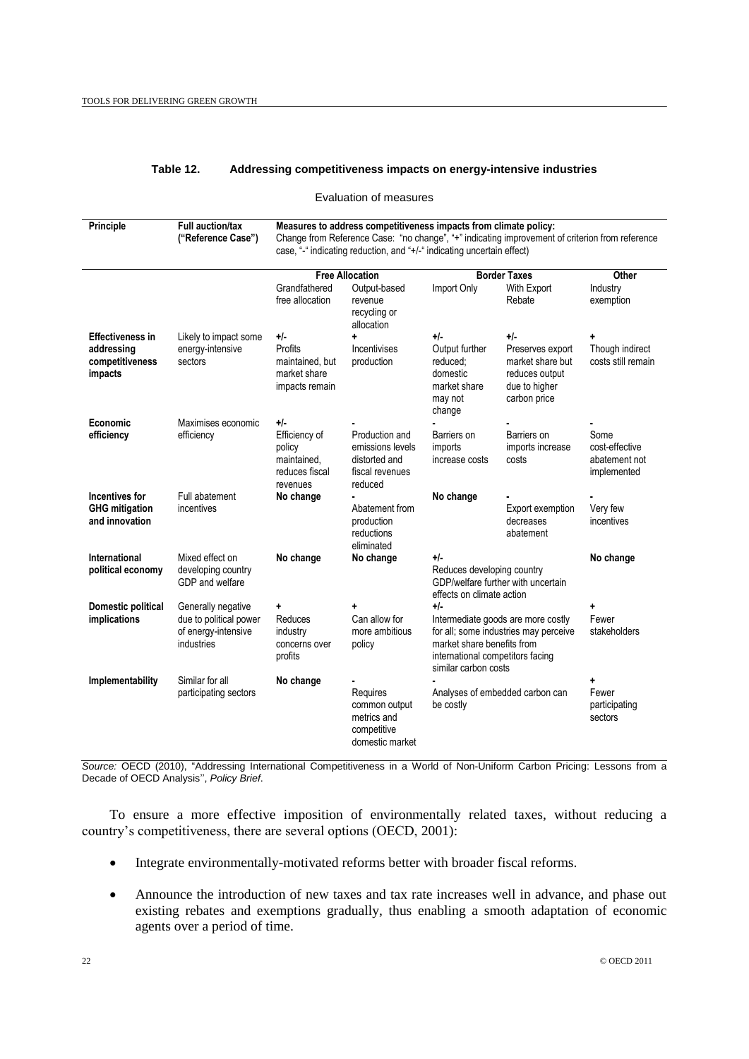**Table 12. Addressing competitiveness impacts on energy-intensive industries**

Evaluation of measures

| Principle | Full auction/tax ("Reference Case") | Measures to address competitiveness impacts from climate policy: Change from Reference Case: "no change", "+" indicating improvement of criterion from reference case, "-" indicating reduction, and "+/-" indicating uncertain effect) | | | | |
|---|---|---|---|---|---|---|
| | | Free Allocation | | Border Taxes | | Other |
| | | Grandfathered free allocation | Output-based revenue recycling or allocation | Import Only | With Export Rebate | Industry exemption |
| **Effectiveness in addressing competitiveness impacts** | Likely to impact some energy-intensive sectors | **+/-** Profits maintained, but market share impacts remain | **+** Incentivises production | **+/-** Output further reduced; domestic market share may not change | **+/-** Preserves export market share but reduces output due to higher carbon price | **+** Though indirect costs still remain |
| **Economic efficiency** | Maximises economic efficiency | **+/-** Efficiency of policy maintained, reduces fiscal revenues | **-** Production and emissions levels distorted and fiscal revenues reduced | **-** Barriers on imports increase costs | **-** Barriers on imports increase costs | **-** Some cost-effective abatement not implemented |
| **Incentives for GHG mitigation and innovation** | Full abatement incentives | **No change** | **-** Abatement from production reductions eliminated | **No change** | **-** Export exemption decreases abatement | **-** Very few incentives |
| **International political economy** | Mixed effect on developing country GDP and welfare | **No change** | **No change** | **+/-** Reduces developing country GDP/welfare further with uncertain effects on climate action | | **No change** |
| **Domestic political implications** | Generally negative due to political power of energy-intensive industries | **+** Reduces industry concerns over profits | **+** Can allow for more ambitious policy | **+/-** Intermediate goods are more costly for all; some industries may perceive market share benefits from international competitors facing similar carbon costs | | **+** Fewer stakeholders |
| **Implementability** | Similar for all participating sectors | **No change** | **-** Requires common output metrics and competitive domestic market | **-** Analyses of embedded carbon can be costly | | **+** Fewer participating sectors |

*Source:* OECD (2010), "Addressing International Competitiveness in a World of Non-Uniform Carbon Pricing: Lessons from a Decade of OECD Analysis'', *Policy Brief*.

To ensure a more effective imposition of environmentally related taxes, without reducing a country's competitiveness, there are several options (OECD, 2001):

- Integrate environmentally-motivated reforms better with broader fiscal reforms.
- Announce the introduction of new taxes and tax rate increases well in advance, and phase out existing rebates and exemptions gradually, thus enabling a smooth adaptation of economic agents over a period of time.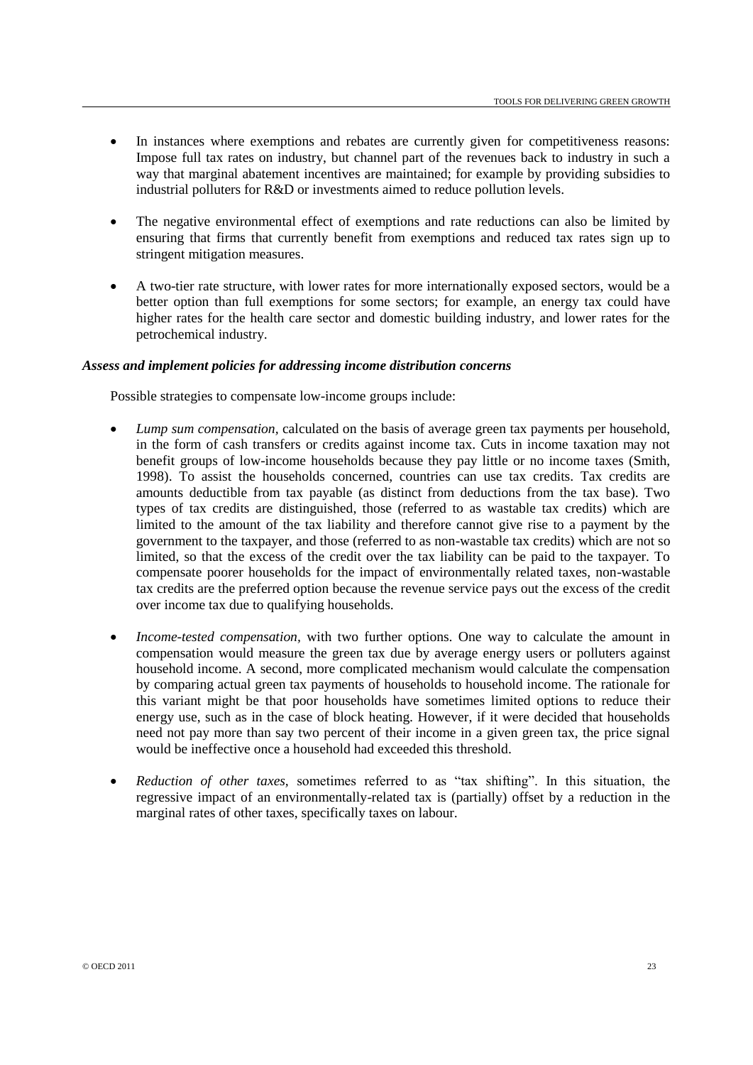- In instances where exemptions and rebates are currently given for competitiveness reasons: Impose full tax rates on industry, but channel part of the revenues back to industry in such a way that marginal abatement incentives are maintained; for example by providing subsidies to industrial polluters for R&D or investments aimed to reduce pollution levels.

- The negative environmental effect of exemptions and rate reductions can also be limited by ensuring that firms that currently benefit from exemptions and reduced tax rates sign up to stringent mitigation measures.

- A two-tier rate structure, with lower rates for more internationally exposed sectors, would be a better option than full exemptions for some sectors; for example, an energy tax could have higher rates for the health care sector and domestic building industry, and lower rates for the petrochemical industry.

***Assess and implement policies for addressing income distribution concerns***

Possible strategies to compensate low-income groups include:

- *Lump sum compensation,* calculated on the basis of average green tax payments per household, in the form of cash transfers or credits against income tax. Cuts in income taxation may not benefit groups of low-income households because they pay little or no income taxes (Smith, 1998). To assist the households concerned, countries can use tax credits. Tax credits are amounts deductible from tax payable (as distinct from deductions from the tax base). Two types of tax credits are distinguished, those (referred to as wastable tax credits) which are limited to the amount of the tax liability and therefore cannot give rise to a payment by the government to the taxpayer, and those (referred to as non-wastable tax credits) which are not so limited, so that the excess of the credit over the tax liability can be paid to the taxpayer. To compensate poorer households for the impact of environmentally related taxes, non-wastable tax credits are the preferred option because the revenue service pays out the excess of the credit over income tax due to qualifying households.

- *Income-tested compensation,* with two further options. One way to calculate the amount in compensation would measure the green tax due by average energy users or polluters against household income. A second, more complicated mechanism would calculate the compensation by comparing actual green tax payments of households to household income. The rationale for this variant might be that poor households have sometimes limited options to reduce their energy use, such as in the case of block heating. However, if it were decided that households need not pay more than say two percent of their income in a given green tax, the price signal would be ineffective once a household had exceeded this threshold.

- *Reduction of other taxes,* sometimes referred to as "tax shifting". In this situation, the regressive impact of an environmentally-related tax is (partially) offset by a reduction in the marginal rates of other taxes, specifically taxes on labour.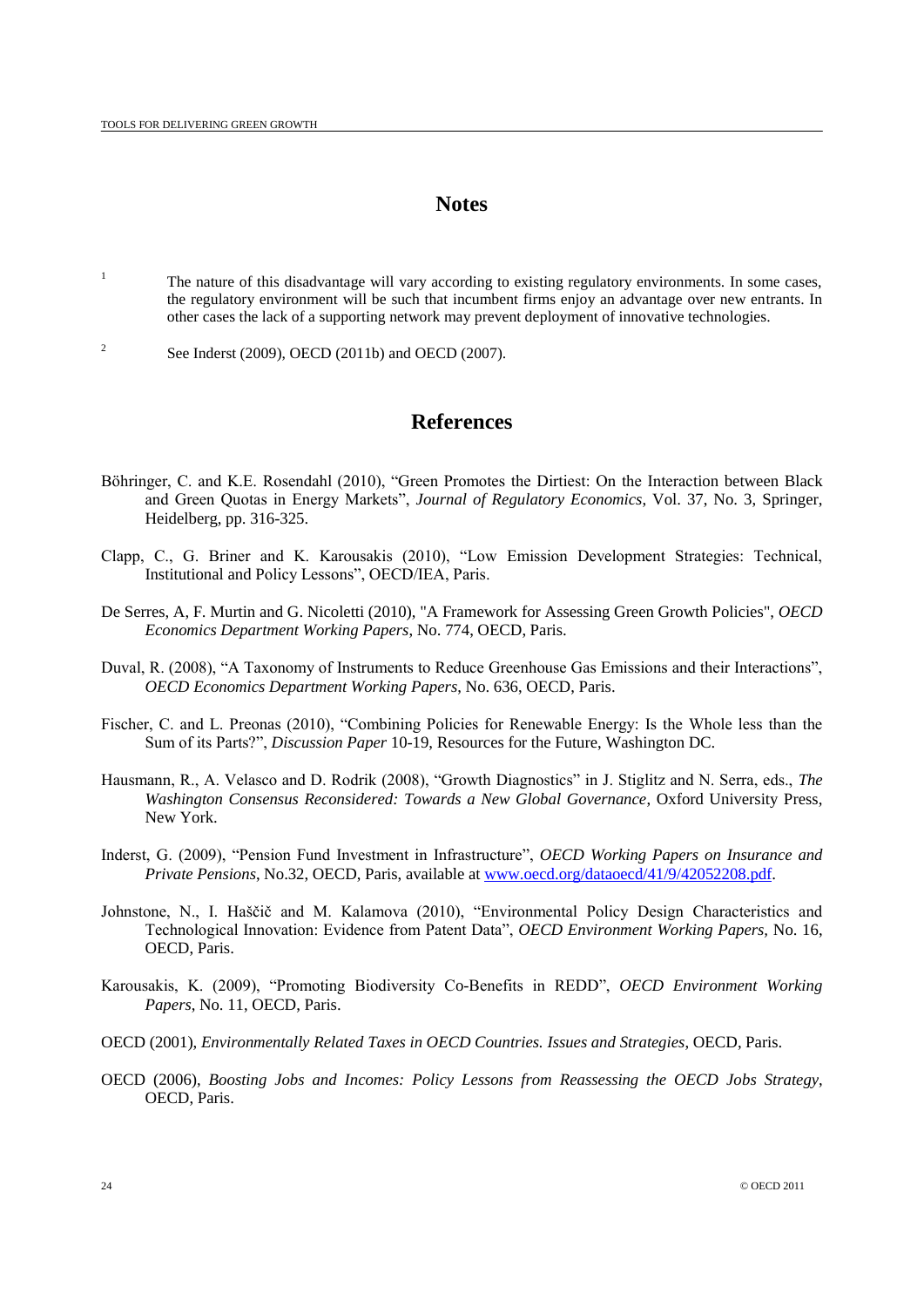# Notes

1. The nature of this disadvantage will vary according to existing regulatory environments. In some cases, the regulatory environment will be such that incumbent firms enjoy an advantage over new entrants. In other cases the lack of a supporting network may prevent deployment of innovative technologies.

2. See Inderst (2009), OECD (2011b) and OECD (2007).

# References

Böhringer, C. and K.E. Rosendahl (2010), "Green Promotes the Dirtiest: On the Interaction between Black and Green Quotas in Energy Markets", *Journal of Regulatory Economics*, Vol. 37, No. 3, Springer, Heidelberg, pp. 316-325.

Clapp, C., G. Briner and K. Karousakis (2010), "Low Emission Development Strategies: Technical, Institutional and Policy Lessons", OECD/IEA, Paris.

De Serres, A, F. Murtin and G. Nicoletti (2010), "A Framework for Assessing Green Growth Policies", *OECD Economics Department Working Papers*, No. 774, OECD, Paris.

Duval, R. (2008), "A Taxonomy of Instruments to Reduce Greenhouse Gas Emissions and their Interactions", *OECD Economics Department Working Papers*, No. 636, OECD, Paris.

Fischer, C. and L. Preonas (2010), "Combining Policies for Renewable Energy: Is the Whole less than the Sum of its Parts?", *Discussion Paper* 10-19, Resources for the Future, Washington DC.

Hausmann, R., A. Velasco and D. Rodrik (2008), "Growth Diagnostics" in J. Stiglitz and N. Serra, eds., *The Washington Consensus Reconsidered: Towards a New Global Governance*, Oxford University Press, New York.

Inderst, G. (2009), "Pension Fund Investment in Infrastructure", *OECD Working Papers on Insurance and Private Pensions*, No.32, OECD, Paris, available at www.oecd.org/dataoecd/41/9/42052208.pdf.

Johnstone, N., I. Haščič and M. Kalamova (2010), "Environmental Policy Design Characteristics and Technological Innovation: Evidence from Patent Data", *OECD Environment Working Papers*, No. 16, OECD, Paris.

Karousakis, K. (2009), "Promoting Biodiversity Co-Benefits in REDD", *OECD Environment Working Papers*, No. 11, OECD, Paris.

OECD (2001), *Environmentally Related Taxes in OECD Countries. Issues and Strategies*, OECD, Paris.

OECD (2006), *Boosting Jobs and Incomes: Policy Lessons from Reassessing the OECD Jobs Strategy*, OECD, Paris.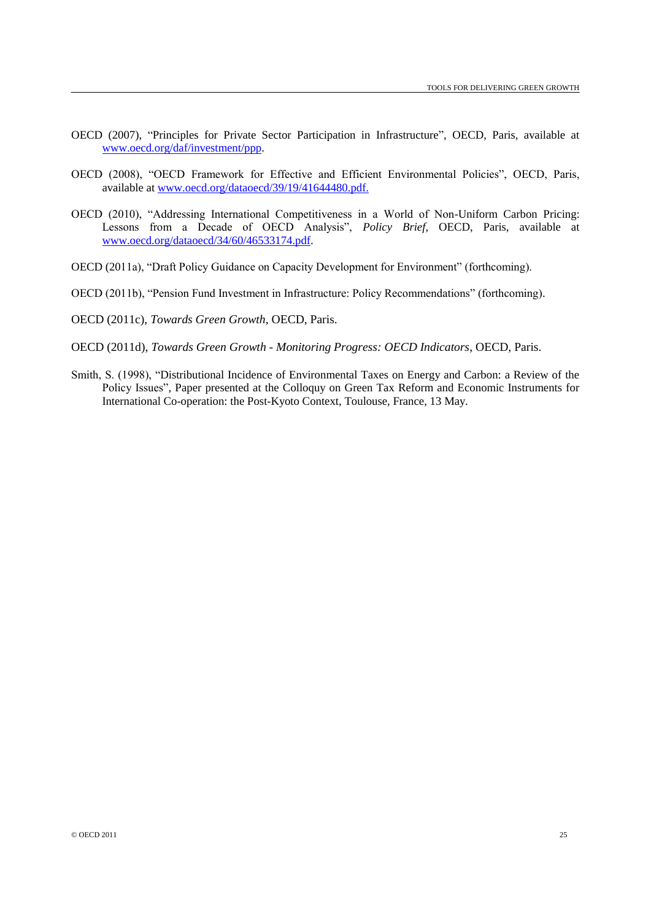OECD (2007), "Principles for Private Sector Participation in Infrastructure", OECD, Paris, available at www.oecd.org/daf/investment/ppp.

OECD (2008), "OECD Framework for Effective and Efficient Environmental Policies", OECD, Paris, available at www.oecd.org/dataoecd/39/19/41644480.pdf.

OECD (2010), "Addressing International Competitiveness in a World of Non-Uniform Carbon Pricing: Lessons from a Decade of OECD Analysis", *Policy Brief*, OECD, Paris, available at www.oecd.org/dataoecd/34/60/46533174.pdf.

OECD (2011a), "Draft Policy Guidance on Capacity Development for Environment" (forthcoming).

OECD (2011b), "Pension Fund Investment in Infrastructure: Policy Recommendations" (forthcoming).

OECD (2011c), *Towards Green Growth*, OECD, Paris.

OECD (2011d), *Towards Green Growth - Monitoring Progress: OECD Indicators*, OECD, Paris.

Smith, S. (1998), "Distributional Incidence of Environmental Taxes on Energy and Carbon: a Review of the Policy Issues", Paper presented at the Colloquy on Green Tax Reform and Economic Instruments for International Co-operation: the Post-Kyoto Context, Toulouse, France, 13 May.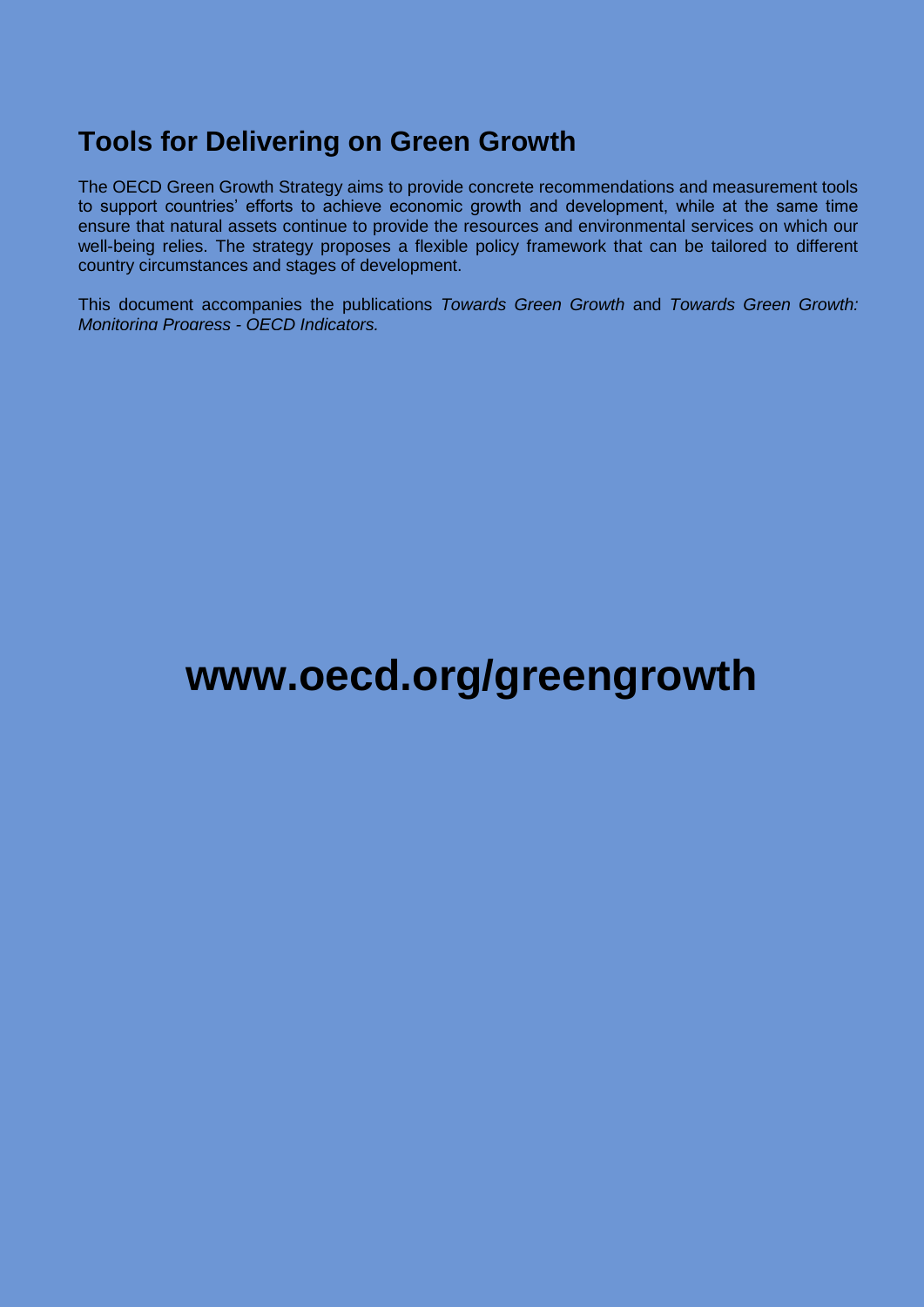## Tools for Delivering on Green Growth

The OECD Green Growth Strategy aims to provide concrete recommendations and measurement tools to support countries' efforts to achieve economic growth and development, while at the same time ensure that natural assets continue to provide the resources and environmental services on which our well-being relies. The strategy proposes a flexible policy framework that can be tailored to different country circumstances and stages of development.

This document accompanies the publications *Towards Green Growth* and *Towards Green Growth: Monitoring Progress - OECD Indicators.*

# www.oecd.org/greengrowth